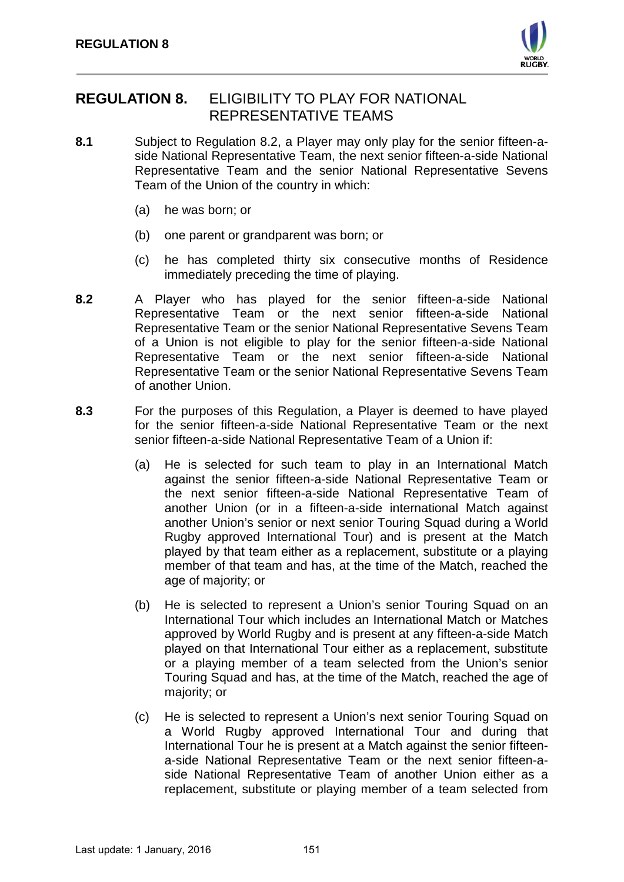# REGULATION 8. ELIGIBILITY TO PLAY FOR NATIONAL REPRESENTATIVE TEAMS

**8.1** Subject to Regulation 8.2, a Player may only play for the senior fifteen-a-side National Representative Team, the next senior fifteen-a-side National Representative Team and the senior National Representative Sevens Team of the Union of the country in which:

(a) he was born; or

(b) one parent or grandparent was born; or

(c) he has completed thirty six consecutive months of Residence immediately preceding the time of playing.

**8.2** A Player who has played for the senior fifteen-a-side National Representative Team or the next senior fifteen-a-side National Representative Team or the senior National Representative Sevens Team of a Union is not eligible to play for the senior fifteen-a-side National Representative Team or the next senior fifteen-a-side National Representative Team or the senior National Representative Sevens Team of another Union.

**8.3** For the purposes of this Regulation, a Player is deemed to have played for the senior fifteen-a-side National Representative Team or the next senior fifteen-a-side National Representative Team of a Union if:

(a) He is selected for such team to play in an International Match against the senior fifteen-a-side National Representative Team or the next senior fifteen-a-side National Representative Team of another Union (or in a fifteen-a-side international Match against another Union's senior or next senior Touring Squad during a World Rugby approved International Tour) and is present at the Match played by that team either as a replacement, substitute or a playing member of that team and has, at the time of the Match, reached the age of majority; or

(b) He is selected to represent a Union's senior Touring Squad on an International Tour which includes an International Match or Matches approved by World Rugby and is present at any fifteen-a-side Match played on that International Tour either as a replacement, substitute or a playing member of a team selected from the Union's senior Touring Squad and has, at the time of the Match, reached the age of majority; or

(c) He is selected to represent a Union's next senior Touring Squad on a World Rugby approved International Tour and during that International Tour he is present at a Match against the senior fifteen-a-side National Representative Team or the next senior fifteen-a-side National Representative Team of another Union either as a replacement, substitute or playing member of a team selected from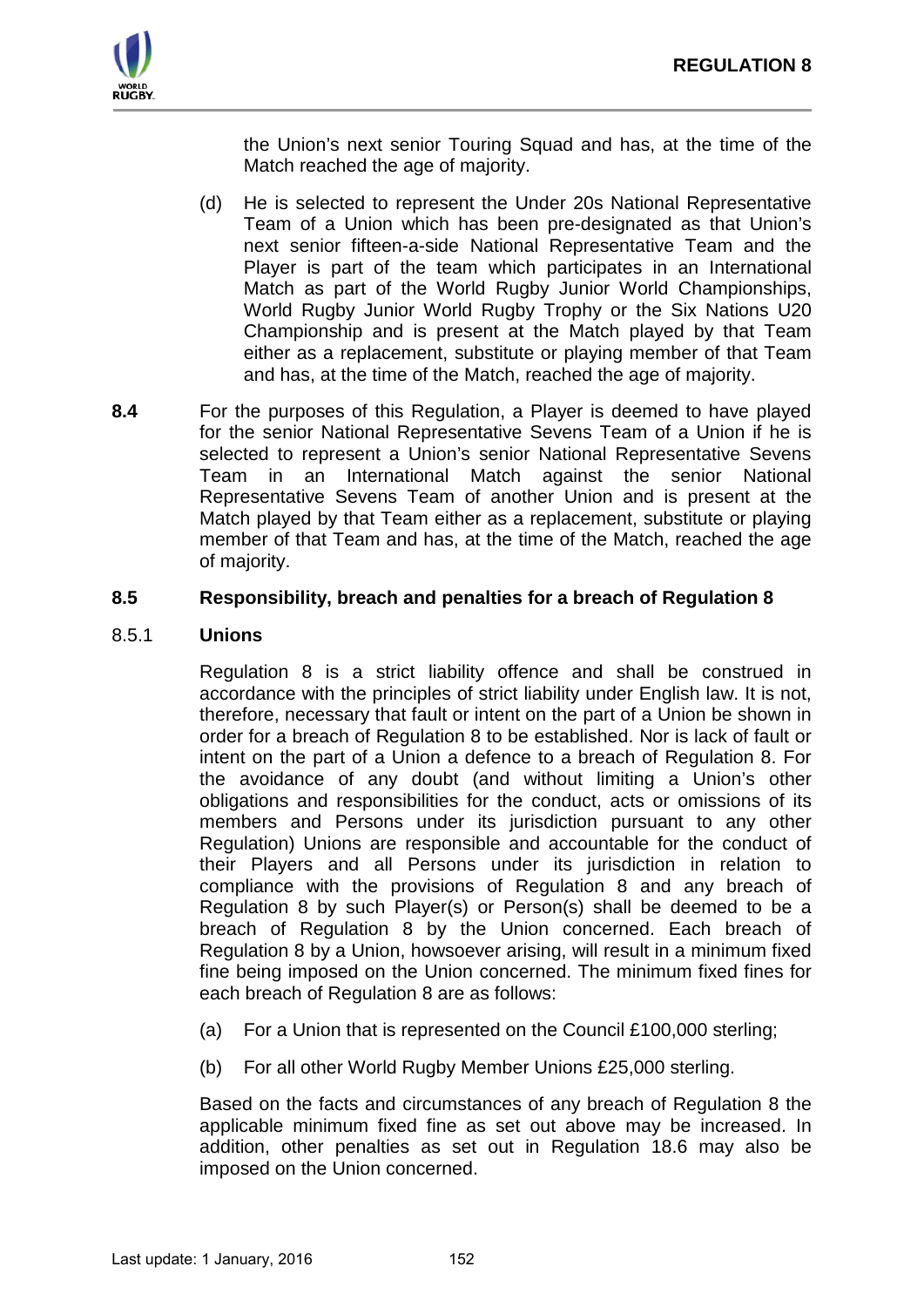the Union's next senior Touring Squad and has, at the time of the Match reached the age of majority.

(d) He is selected to represent the Under 20s National Representative Team of a Union which has been pre-designated as that Union's next senior fifteen-a-side National Representative Team and the Player is part of the team which participates in an International Match as part of the World Rugby Junior World Championships, World Rugby Junior World Rugby Trophy or the Six Nations U20 Championship and is present at the Match played by that Team either as a replacement, substitute or playing member of that Team and has, at the time of the Match, reached the age of majority.

**8.4** For the purposes of this Regulation, a Player is deemed to have played for the senior National Representative Sevens Team of a Union if he is selected to represent a Union's senior National Representative Sevens Team in an International Match against the senior National Representative Sevens Team of another Union and is present at the Match played by that Team either as a replacement, substitute or playing member of that Team and has, at the time of the Match, reached the age of majority.

**8.5 Responsibility, breach and penalties for a breach of Regulation 8**

8.5.1 **Unions**

Regulation 8 is a strict liability offence and shall be construed in accordance with the principles of strict liability under English law. It is not, therefore, necessary that fault or intent on the part of a Union be shown in order for a breach of Regulation 8 to be established. Nor is lack of fault or intent on the part of a Union a defence to a breach of Regulation 8. For the avoidance of any doubt (and without limiting a Union's other obligations and responsibilities for the conduct, acts or omissions of its members and Persons under its jurisdiction pursuant to any other Regulation) Unions are responsible and accountable for the conduct of their Players and all Persons under its jurisdiction in relation to compliance with the provisions of Regulation 8 and any breach of Regulation 8 by such Player(s) or Person(s) shall be deemed to be a breach of Regulation 8 by the Union concerned. Each breach of Regulation 8 by a Union, howsoever arising, will result in a minimum fixed fine being imposed on the Union concerned. The minimum fixed fines for each breach of Regulation 8 are as follows:

(a) For a Union that is represented on the Council £100,000 sterling;

(b) For all other World Rugby Member Unions £25,000 sterling.

Based on the facts and circumstances of any breach of Regulation 8 the applicable minimum fixed fine as set out above may be increased. In addition, other penalties as set out in Regulation 18.6 may also be imposed on the Union concerned.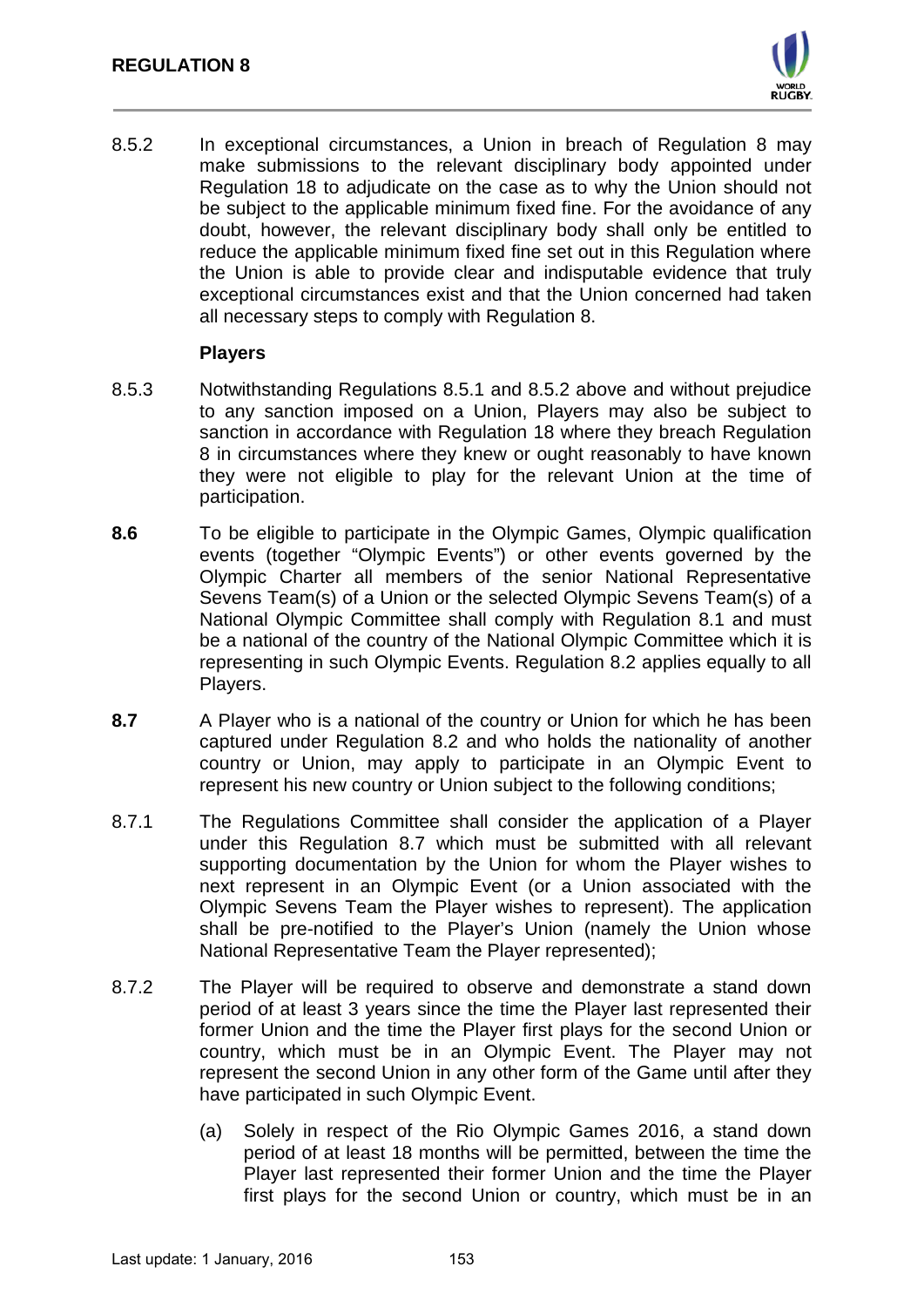8.5.2 In exceptional circumstances, a Union in breach of Regulation 8 may make submissions to the relevant disciplinary body appointed under Regulation 18 to adjudicate on the case as to why the Union should not be subject to the applicable minimum fixed fine. For the avoidance of any doubt, however, the relevant disciplinary body shall only be entitled to reduce the applicable minimum fixed fine set out in this Regulation where the Union is able to provide clear and indisputable evidence that truly exceptional circumstances exist and that the Union concerned had taken all necessary steps to comply with Regulation 8.

**Players**

8.5.3 Notwithstanding Regulations 8.5.1 and 8.5.2 above and without prejudice to any sanction imposed on a Union, Players may also be subject to sanction in accordance with Regulation 18 where they breach Regulation 8 in circumstances where they knew or ought reasonably to have known they were not eligible to play for the relevant Union at the time of participation.

**8.6** To be eligible to participate in the Olympic Games, Olympic qualification events (together "Olympic Events") or other events governed by the Olympic Charter all members of the senior National Representative Sevens Team(s) of a Union or the selected Olympic Sevens Team(s) of a National Olympic Committee shall comply with Regulation 8.1 and must be a national of the country of the National Olympic Committee which it is representing in such Olympic Events. Regulation 8.2 applies equally to all Players.

**8.7** A Player who is a national of the country or Union for which he has been captured under Regulation 8.2 and who holds the nationality of another country or Union, may apply to participate in an Olympic Event to represent his new country or Union subject to the following conditions;

8.7.1 The Regulations Committee shall consider the application of a Player under this Regulation 8.7 which must be submitted with all relevant supporting documentation by the Union for whom the Player wishes to next represent in an Olympic Event (or a Union associated with the Olympic Sevens Team the Player wishes to represent). The application shall be pre-notified to the Player's Union (namely the Union whose National Representative Team the Player represented);

8.7.2 The Player will be required to observe and demonstrate a stand down period of at least 3 years since the time the Player last represented their former Union and the time the Player first plays for the second Union or country, which must be in an Olympic Event. The Player may not represent the second Union in any other form of the Game until after they have participated in such Olympic Event.

(a) Solely in respect of the Rio Olympic Games 2016, a stand down period of at least 18 months will be permitted, between the time the Player last represented their former Union and the time the Player first plays for the second Union or country, which must be in an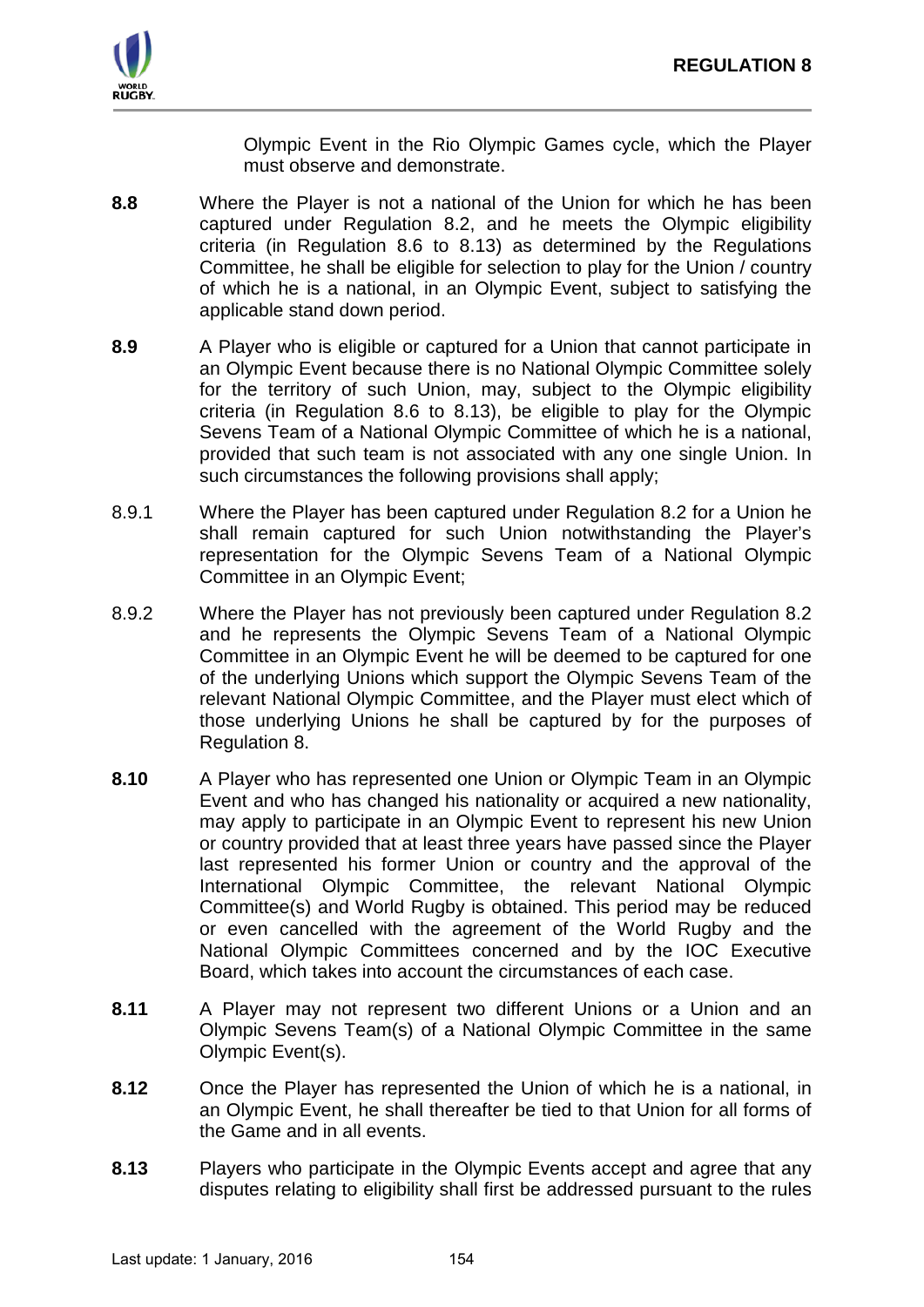Olympic Event in the Rio Olympic Games cycle, which the Player must observe and demonstrate.

**8.8** Where the Player is not a national of the Union for which he has been captured under Regulation 8.2, and he meets the Olympic eligibility criteria (in Regulation 8.6 to 8.13) as determined by the Regulations Committee, he shall be eligible for selection to play for the Union / country of which he is a national, in an Olympic Event, subject to satisfying the applicable stand down period.

**8.9** A Player who is eligible or captured for a Union that cannot participate in an Olympic Event because there is no National Olympic Committee solely for the territory of such Union, may, subject to the Olympic eligibility criteria (in Regulation 8.6 to 8.13), be eligible to play for the Olympic Sevens Team of a National Olympic Committee of which he is a national, provided that such team is not associated with any one single Union. In such circumstances the following provisions shall apply;

8.9.1 Where the Player has been captured under Regulation 8.2 for a Union he shall remain captured for such Union notwithstanding the Player's representation for the Olympic Sevens Team of a National Olympic Committee in an Olympic Event;

8.9.2 Where the Player has not previously been captured under Regulation 8.2 and he represents the Olympic Sevens Team of a National Olympic Committee in an Olympic Event he will be deemed to be captured for one of the underlying Unions which support the Olympic Sevens Team of the relevant National Olympic Committee, and the Player must elect which of those underlying Unions he shall be captured by for the purposes of Regulation 8.

**8.10** A Player who has represented one Union or Olympic Team in an Olympic Event and who has changed his nationality or acquired a new nationality, may apply to participate in an Olympic Event to represent his new Union or country provided that at least three years have passed since the Player last represented his former Union or country and the approval of the International Olympic Committee, the relevant National Olympic Committee(s) and World Rugby is obtained. This period may be reduced or even cancelled with the agreement of the World Rugby and the National Olympic Committees concerned and by the IOC Executive Board, which takes into account the circumstances of each case.

**8.11** A Player may not represent two different Unions or a Union and an Olympic Sevens Team(s) of a National Olympic Committee in the same Olympic Event(s).

**8.12** Once the Player has represented the Union of which he is a national, in an Olympic Event, he shall thereafter be tied to that Union for all forms of the Game and in all events.

**8.13** Players who participate in the Olympic Events accept and agree that any disputes relating to eligibility shall first be addressed pursuant to the rules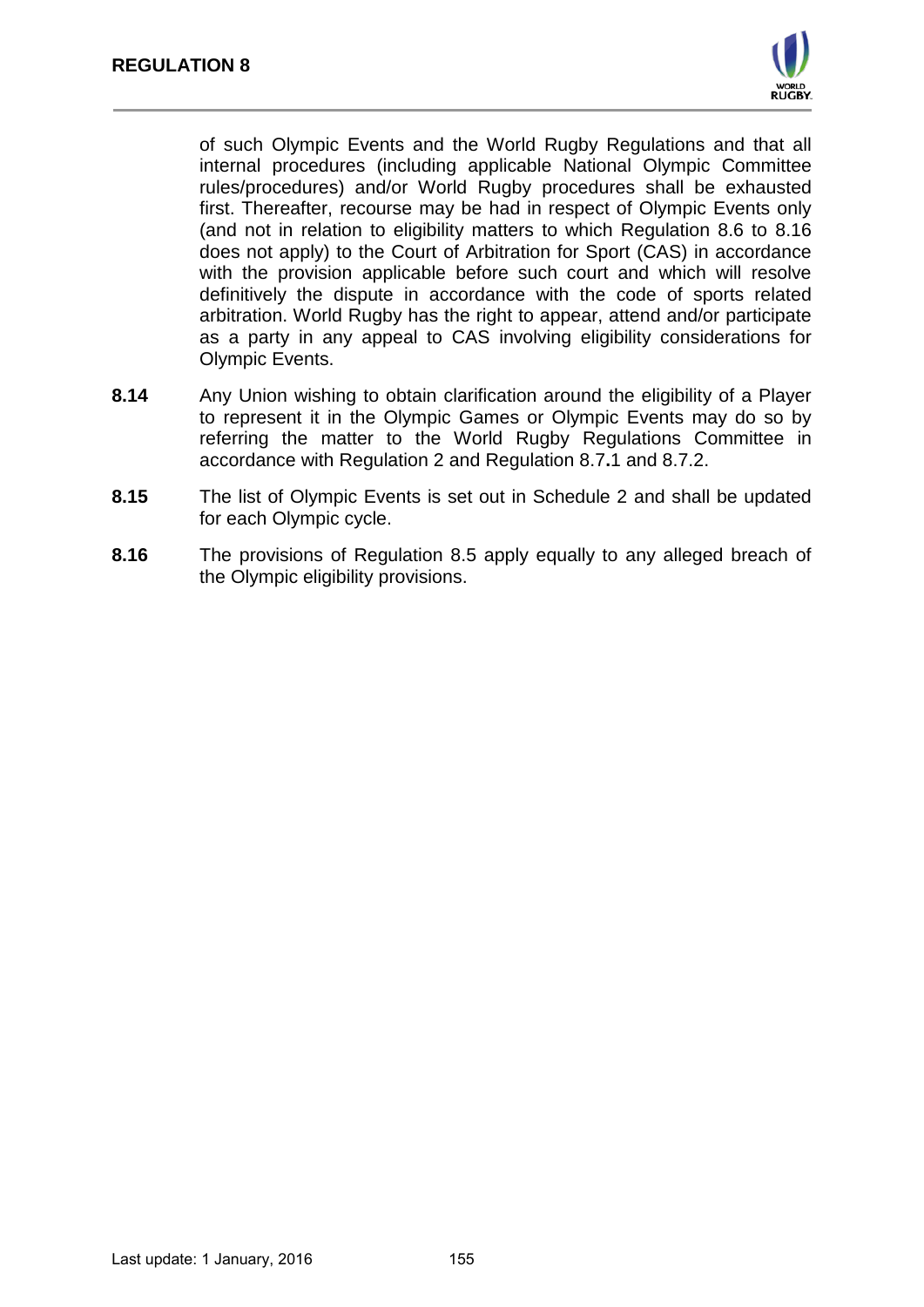of such Olympic Events and the World Rugby Regulations and that all internal procedures (including applicable National Olympic Committee rules/procedures) and/or World Rugby procedures shall be exhausted first. Thereafter, recourse may be had in respect of Olympic Events only (and not in relation to eligibility matters to which Regulation 8.6 to 8.16 does not apply) to the Court of Arbitration for Sport (CAS) in accordance with the provision applicable before such court and which will resolve definitively the dispute in accordance with the code of sports related arbitration. World Rugby has the right to appear, attend and/or participate as a party in any appeal to CAS involving eligibility considerations for Olympic Events.

**8.14** Any Union wishing to obtain clarification around the eligibility of a Player to represent it in the Olympic Games or Olympic Events may do so by referring the matter to the World Rugby Regulations Committee in accordance with Regulation 2 and Regulation 8.7.1 and 8.7.2.

**8.15** The list of Olympic Events is set out in Schedule 2 and shall be updated for each Olympic cycle.

**8.16** The provisions of Regulation 8.5 apply equally to any alleged breach of the Olympic eligibility provisions.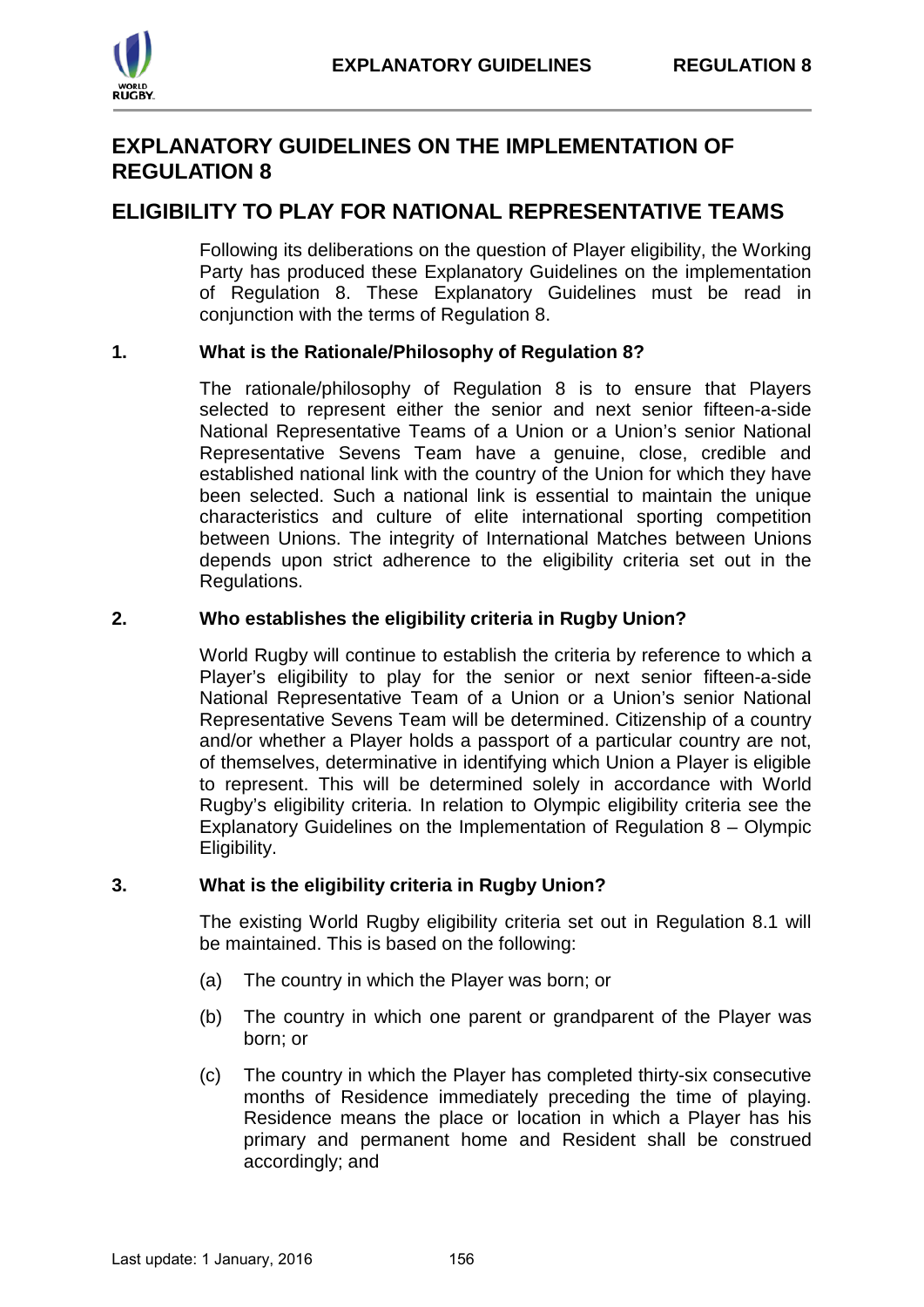# EXPLANATORY GUIDELINES ON THE IMPLEMENTATION OF REGULATION 8

## ELIGIBILITY TO PLAY FOR NATIONAL REPRESENTATIVE TEAMS

Following its deliberations on the question of Player eligibility, the Working Party has produced these Explanatory Guidelines on the implementation of Regulation 8. These Explanatory Guidelines must be read in conjunction with the terms of Regulation 8.

### 1. What is the Rationale/Philosophy of Regulation 8?

The rationale/philosophy of Regulation 8 is to ensure that Players selected to represent either the senior and next senior fifteen-a-side National Representative Teams of a Union or a Union's senior National Representative Sevens Team have a genuine, close, credible and established national link with the country of the Union for which they have been selected. Such a national link is essential to maintain the unique characteristics and culture of elite international sporting competition between Unions. The integrity of International Matches between Unions depends upon strict adherence to the eligibility criteria set out in the Regulations.

### 2. Who establishes the eligibility criteria in Rugby Union?

World Rugby will continue to establish the criteria by reference to which a Player's eligibility to play for the senior or next senior fifteen-a-side National Representative Team of a Union or a Union's senior National Representative Sevens Team will be determined. Citizenship of a country and/or whether a Player holds a passport of a particular country are not, of themselves, determinative in identifying which Union a Player is eligible to represent. This will be determined solely in accordance with World Rugby's eligibility criteria. In relation to Olympic eligibility criteria see the Explanatory Guidelines on the Implementation of Regulation 8 – Olympic Eligibility.

### 3. What is the eligibility criteria in Rugby Union?

The existing World Rugby eligibility criteria set out in Regulation 8.1 will be maintained. This is based on the following:

(a) The country in which the Player was born; or

(b) The country in which one parent or grandparent of the Player was born; or

(c) The country in which the Player has completed thirty-six consecutive months of Residence immediately preceding the time of playing. Residence means the place or location in which a Player has his primary and permanent home and Resident shall be construed accordingly; and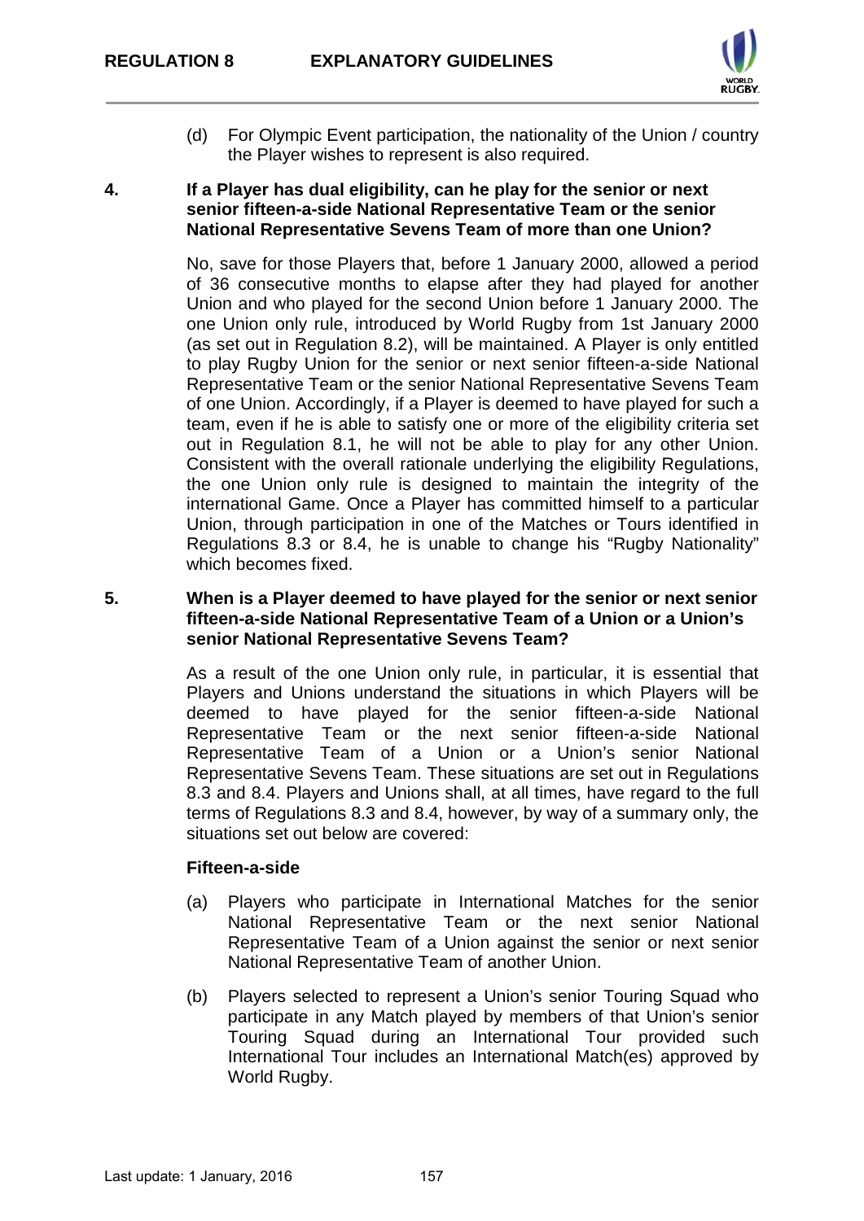(d) For Olympic Event participation, the nationality of the Union / country the Player wishes to represent is also required.

**4. If a Player has dual eligibility, can he play for the senior or next senior fifteen-a-side National Representative Team or the senior National Representative Sevens Team of more than one Union?**

No, save for those Players that, before 1 January 2000, allowed a period of 36 consecutive months to elapse after they had played for another Union and who played for the second Union before 1 January 2000. The one Union only rule, introduced by World Rugby from 1st January 2000 (as set out in Regulation 8.2), will be maintained. A Player is only entitled to play Rugby Union for the senior or next senior fifteen-a-side National Representative Team or the senior National Representative Sevens Team of one Union. Accordingly, if a Player is deemed to have played for such a team, even if he is able to satisfy one or more of the eligibility criteria set out in Regulation 8.1, he will not be able to play for any other Union. Consistent with the overall rationale underlying the eligibility Regulations, the one Union only rule is designed to maintain the integrity of the international Game. Once a Player has committed himself to a particular Union, through participation in one of the Matches or Tours identified in Regulations 8.3 or 8.4, he is unable to change his "Rugby Nationality" which becomes fixed.

**5. When is a Player deemed to have played for the senior or next senior fifteen-a-side National Representative Team of a Union or a Union's senior National Representative Sevens Team?**

As a result of the one Union only rule, in particular, it is essential that Players and Unions understand the situations in which Players will be deemed to have played for the senior fifteen-a-side National Representative Team or the next senior fifteen-a-side National Representative Team of a Union or a Union's senior National Representative Sevens Team. These situations are set out in Regulations 8.3 and 8.4. Players and Unions shall, at all times, have regard to the full terms of Regulations 8.3 and 8.4, however, by way of a summary only, the situations set out below are covered:

**Fifteen-a-side**

(a) Players who participate in International Matches for the senior National Representative Team or the next senior National Representative Team of a Union against the senior or next senior National Representative Team of another Union.

(b) Players selected to represent a Union's senior Touring Squad who participate in any Match played by members of that Union's senior Touring Squad during an International Tour provided such International Tour includes an International Match(es) approved by World Rugby.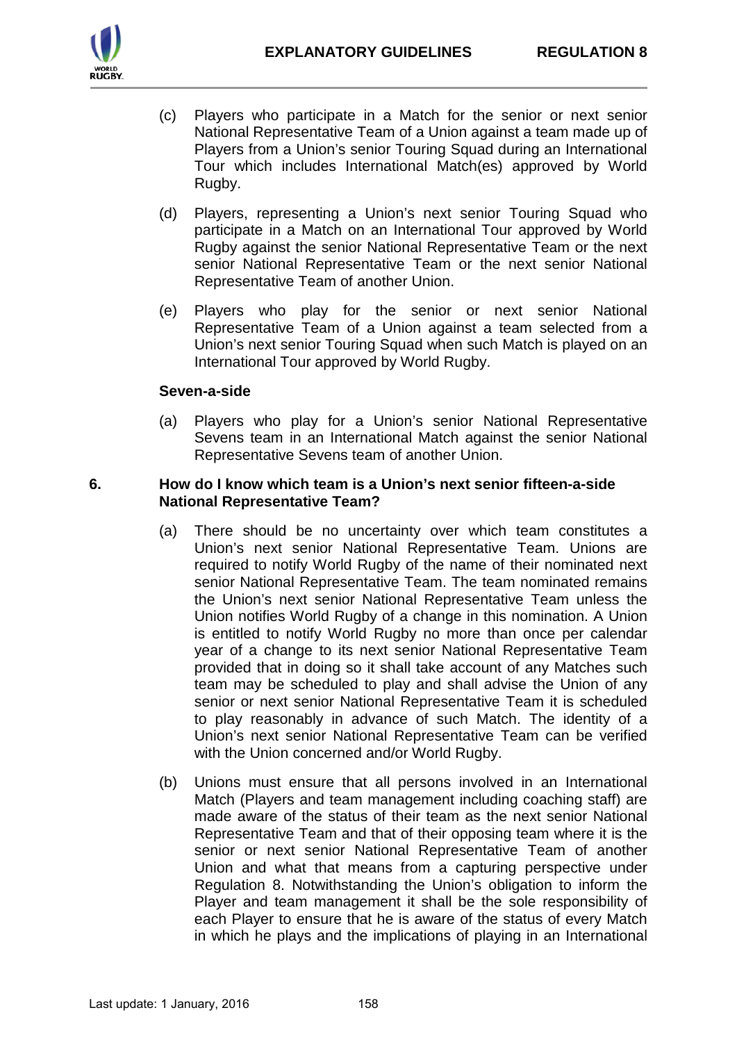(c) Players who participate in a Match for the senior or next senior National Representative Team of a Union against a team made up of Players from a Union's senior Touring Squad during an International Tour which includes International Match(es) approved by World Rugby.

(d) Players, representing a Union's next senior Touring Squad who participate in a Match on an International Tour approved by World Rugby against the senior National Representative Team or the next senior National Representative Team or the next senior National Representative Team of another Union.

(e) Players who play for the senior or next senior National Representative Team of a Union against a team selected from a Union's next senior Touring Squad when such Match is played on an International Tour approved by World Rugby.

**Seven-a-side**

(a) Players who play for a Union's senior National Representative Sevens team in an International Match against the senior National Representative Sevens team of another Union.

## 6. How do I know which team is a Union's next senior fifteen-a-side National Representative Team?

(a) There should be no uncertainty over which team constitutes a Union's next senior National Representative Team. Unions are required to notify World Rugby of the name of their nominated next senior National Representative Team. The team nominated remains the Union's next senior National Representative Team unless the Union notifies World Rugby of a change in this nomination. A Union is entitled to notify World Rugby no more than once per calendar year of a change to its next senior National Representative Team provided that in doing so it shall take account of any Matches such team may be scheduled to play and shall advise the Union of any senior or next senior National Representative Team it is scheduled to play reasonably in advance of such Match. The identity of a Union's next senior National Representative Team can be verified with the Union concerned and/or World Rugby.

(b) Unions must ensure that all persons involved in an International Match (Players and team management including coaching staff) are made aware of the status of their team as the next senior National Representative Team and that of their opposing team where it is the senior or next senior National Representative Team of another Union and what that means from a capturing perspective under Regulation 8. Notwithstanding the Union's obligation to inform the Player and team management it shall be the sole responsibility of each Player to ensure that he is aware of the status of every Match in which he plays and the implications of playing in an International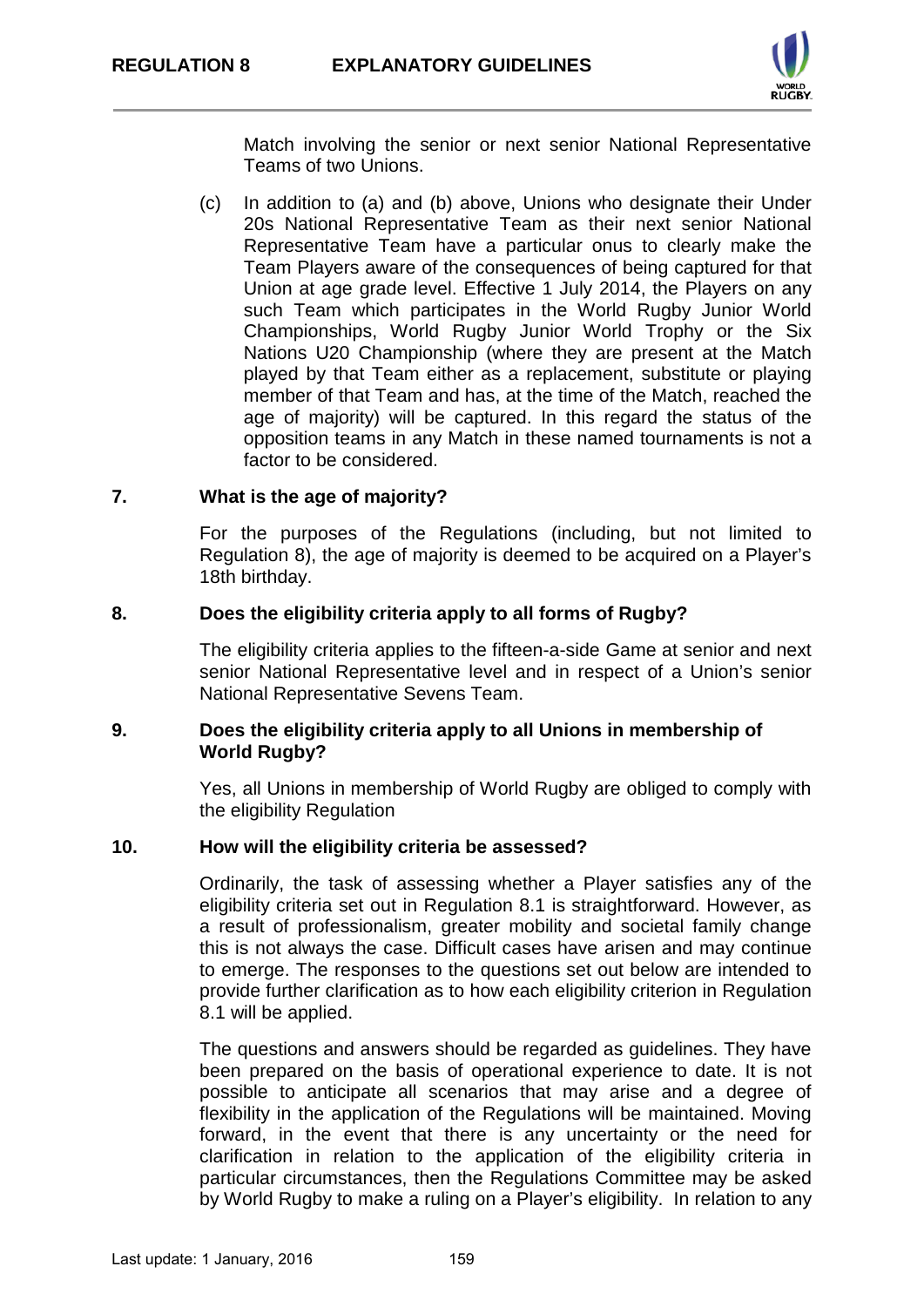Match involving the senior or next senior National Representative Teams of two Unions.

(c) In addition to (a) and (b) above, Unions who designate their Under 20s National Representative Team as their next senior National Representative Team have a particular onus to clearly make the Team Players aware of the consequences of being captured for that Union at age grade level. Effective 1 July 2014, the Players on any such Team which participates in the World Rugby Junior World Championships, World Rugby Junior World Trophy or the Six Nations U20 Championship (where they are present at the Match played by that Team either as a replacement, substitute or playing member of that Team and has, at the time of the Match, reached the age of majority) will be captured. In this regard the status of the opposition teams in any Match in these named tournaments is not a factor to be considered.

**7. What is the age of majority?**

For the purposes of the Regulations (including, but not limited to Regulation 8), the age of majority is deemed to be acquired on a Player's 18th birthday.

**8. Does the eligibility criteria apply to all forms of Rugby?**

The eligibility criteria applies to the fifteen-a-side Game at senior and next senior National Representative level and in respect of a Union's senior National Representative Sevens Team.

**9. Does the eligibility criteria apply to all Unions in membership of World Rugby?**

Yes, all Unions in membership of World Rugby are obliged to comply with the eligibility Regulation

**10. How will the eligibility criteria be assessed?**

Ordinarily, the task of assessing whether a Player satisfies any of the eligibility criteria set out in Regulation 8.1 is straightforward. However, as a result of professionalism, greater mobility and societal family change this is not always the case. Difficult cases have arisen and may continue to emerge. The responses to the questions set out below are intended to provide further clarification as to how each eligibility criterion in Regulation 8.1 will be applied.

The questions and answers should be regarded as guidelines. They have been prepared on the basis of operational experience to date. It is not possible to anticipate all scenarios that may arise and a degree of flexibility in the application of the Regulations will be maintained. Moving forward, in the event that there is any uncertainty or the need for clarification in relation to the application of the eligibility criteria in particular circumstances, then the Regulations Committee may be asked by World Rugby to make a ruling on a Player's eligibility. In relation to any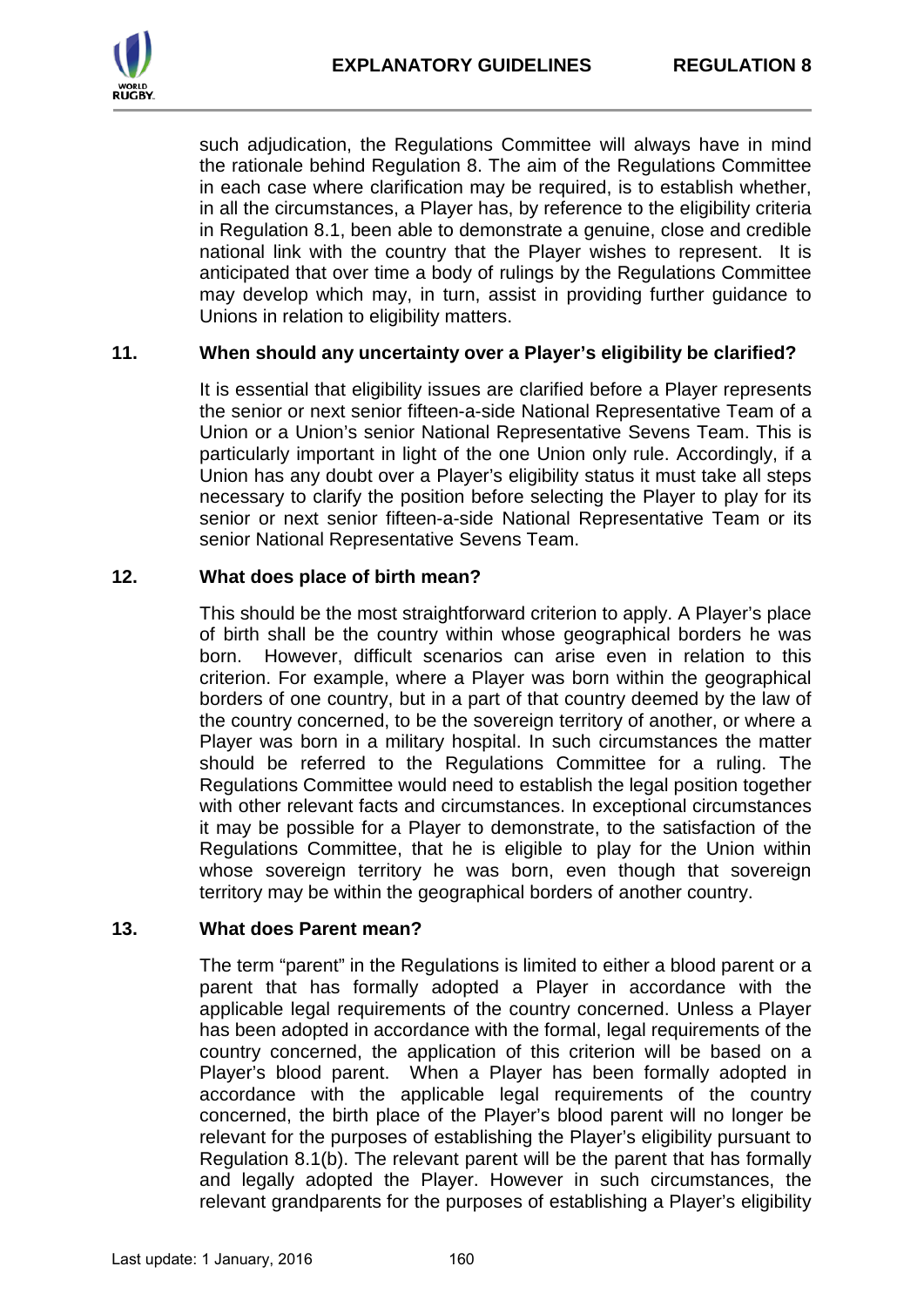such adjudication, the Regulations Committee will always have in mind the rationale behind Regulation 8. The aim of the Regulations Committee in each case where clarification may be required, is to establish whether, in all the circumstances, a Player has, by reference to the eligibility criteria in Regulation 8.1, been able to demonstrate a genuine, close and credible national link with the country that the Player wishes to represent. It is anticipated that over time a body of rulings by the Regulations Committee may develop which may, in turn, assist in providing further guidance to Unions in relation to eligibility matters.

### 11. When should any uncertainty over a Player's eligibility be clarified?

It is essential that eligibility issues are clarified before a Player represents the senior or next senior fifteen-a-side National Representative Team of a Union or a Union's senior National Representative Sevens Team. This is particularly important in light of the one Union only rule. Accordingly, if a Union has any doubt over a Player's eligibility status it must take all steps necessary to clarify the position before selecting the Player to play for its senior or next senior fifteen-a-side National Representative Team or its senior National Representative Sevens Team.

### 12. What does place of birth mean?

This should be the most straightforward criterion to apply. A Player's place of birth shall be the country within whose geographical borders he was born. However, difficult scenarios can arise even in relation to this criterion. For example, where a Player was born within the geographical borders of one country, but in a part of that country deemed by the law of the country concerned, to be the sovereign territory of another, or where a Player was born in a military hospital. In such circumstances the matter should be referred to the Regulations Committee for a ruling. The Regulations Committee would need to establish the legal position together with other relevant facts and circumstances. In exceptional circumstances it may be possible for a Player to demonstrate, to the satisfaction of the Regulations Committee, that he is eligible to play for the Union within whose sovereign territory he was born, even though that sovereign territory may be within the geographical borders of another country.

### 13. What does Parent mean?

The term "parent" in the Regulations is limited to either a blood parent or a parent that has formally adopted a Player in accordance with the applicable legal requirements of the country concerned. Unless a Player has been adopted in accordance with the formal, legal requirements of the country concerned, the application of this criterion will be based on a Player's blood parent. When a Player has been formally adopted in accordance with the applicable legal requirements of the country concerned, the birth place of the Player's blood parent will no longer be relevant for the purposes of establishing the Player's eligibility pursuant to Regulation 8.1(b). The relevant parent will be the parent that has formally and legally adopted the Player. However in such circumstances, the relevant grandparents for the purposes of establishing a Player's eligibility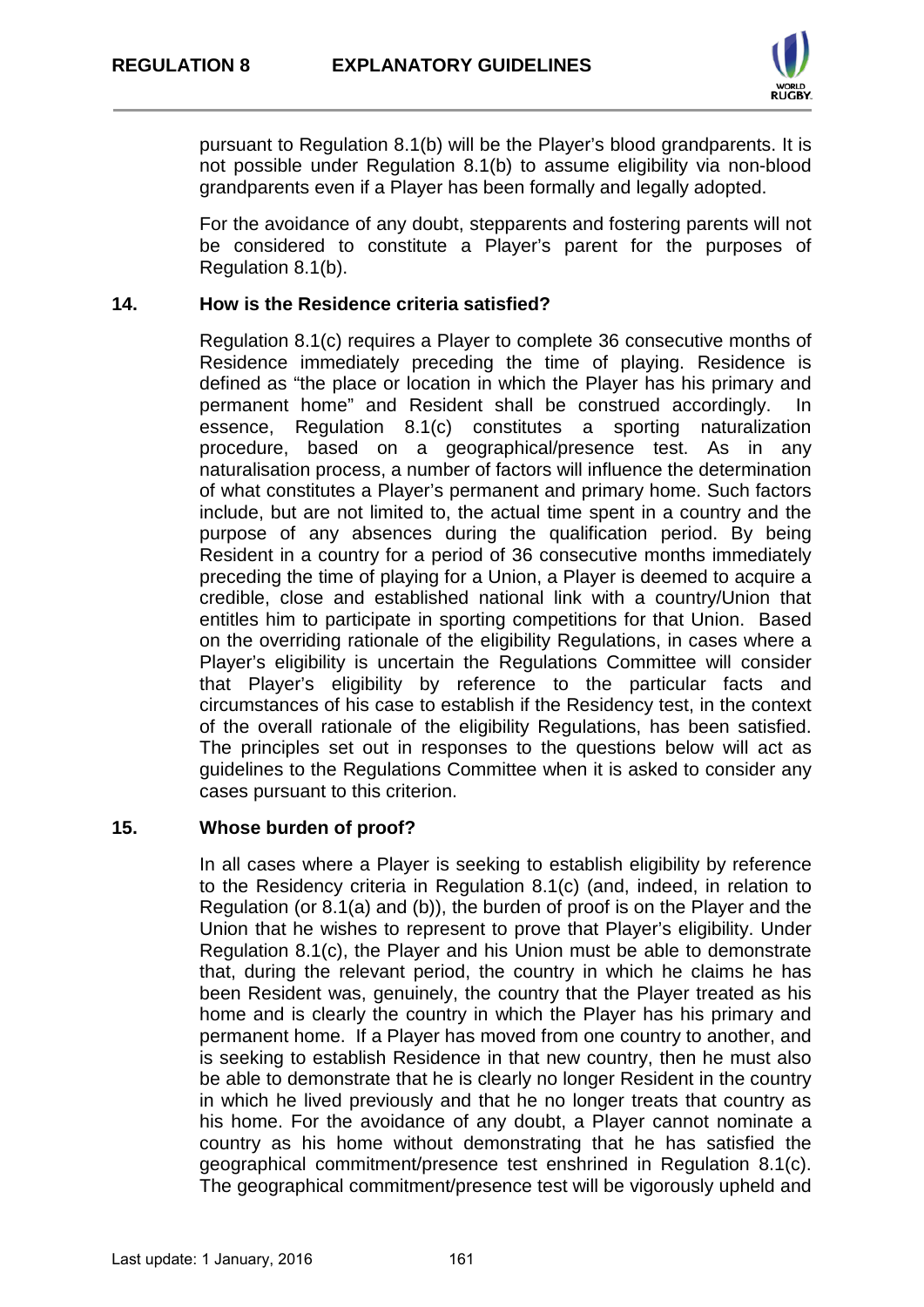pursuant to Regulation 8.1(b) will be the Player's blood grandparents. It is not possible under Regulation 8.1(b) to assume eligibility via non-blood grandparents even if a Player has been formally and legally adopted.

For the avoidance of any doubt, stepparents and fostering parents will not be considered to constitute a Player's parent for the purposes of Regulation 8.1(b).

## 14. How is the Residence criteria satisfied?

Regulation 8.1(c) requires a Player to complete 36 consecutive months of Residence immediately preceding the time of playing. Residence is defined as "the place or location in which the Player has his primary and permanent home" and Resident shall be construed accordingly. In essence, Regulation 8.1(c) constitutes a sporting naturalization procedure, based on a geographical/presence test. As in any naturalisation process, a number of factors will influence the determination of what constitutes a Player's permanent and primary home. Such factors include, but are not limited to, the actual time spent in a country and the purpose of any absences during the qualification period. By being Resident in a country for a period of 36 consecutive months immediately preceding the time of playing for a Union, a Player is deemed to acquire a credible, close and established national link with a country/Union that entitles him to participate in sporting competitions for that Union. Based on the overriding rationale of the eligibility Regulations, in cases where a Player's eligibility is uncertain the Regulations Committee will consider that Player's eligibility by reference to the particular facts and circumstances of his case to establish if the Residency test, in the context of the overall rationale of the eligibility Regulations, has been satisfied. The principles set out in responses to the questions below will act as guidelines to the Regulations Committee when it is asked to consider any cases pursuant to this criterion.

## 15. Whose burden of proof?

In all cases where a Player is seeking to establish eligibility by reference to the Residency criteria in Regulation 8.1(c) (and, indeed, in relation to Regulation (or 8.1(a) and (b)), the burden of proof is on the Player and the Union that he wishes to represent to prove that Player's eligibility. Under Regulation 8.1(c), the Player and his Union must be able to demonstrate that, during the relevant period, the country in which he claims he has been Resident was, genuinely, the country that the Player treated as his home and is clearly the country in which the Player has his primary and permanent home. If a Player has moved from one country to another, and is seeking to establish Residence in that new country, then he must also be able to demonstrate that he is clearly no longer Resident in the country in which he lived previously and that he no longer treats that country as his home. For the avoidance of any doubt, a Player cannot nominate a country as his home without demonstrating that he has satisfied the geographical commitment/presence test enshrined in Regulation 8.1(c). The geographical commitment/presence test will be vigorously upheld and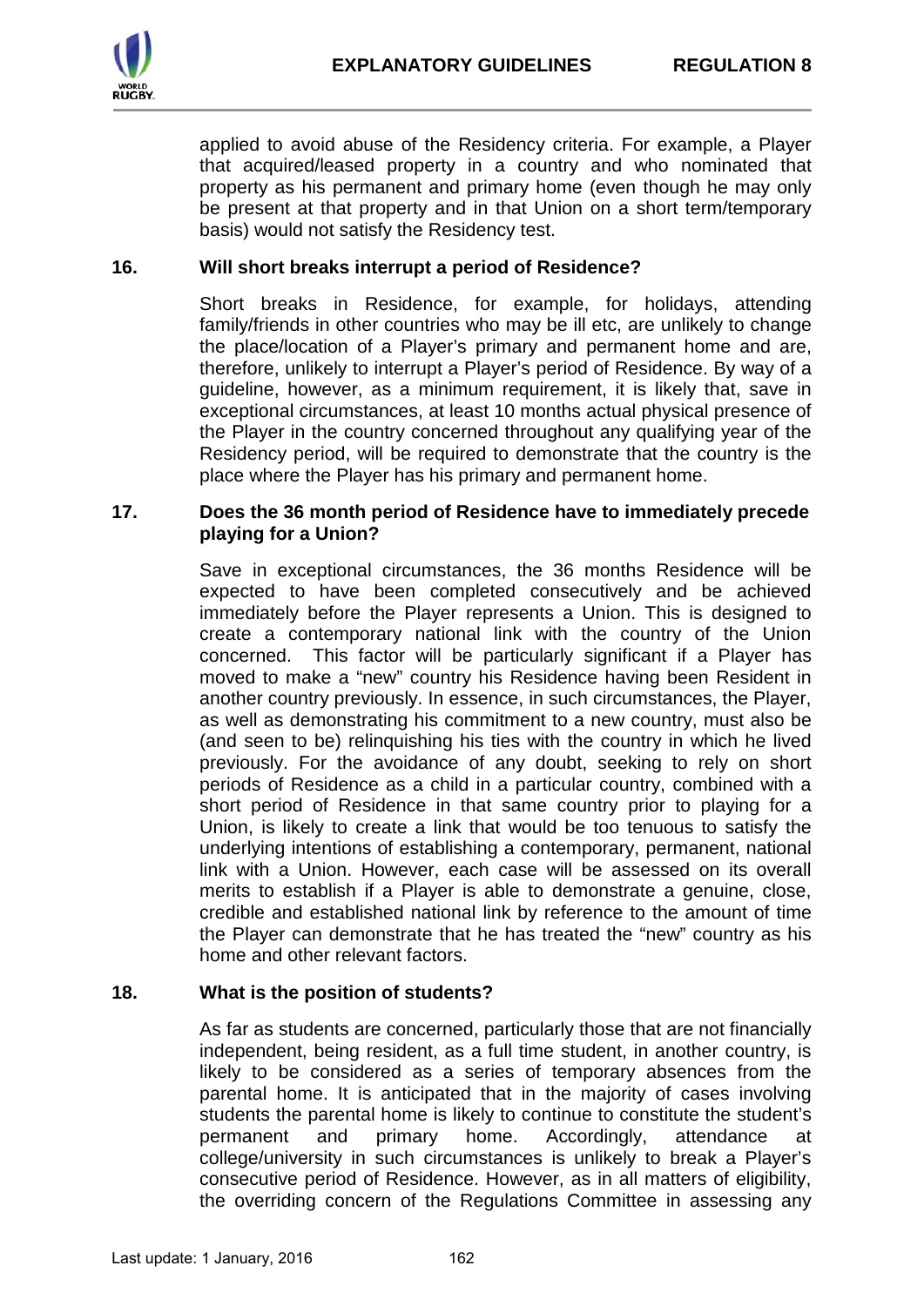applied to avoid abuse of the Residency criteria. For example, a Player that acquired/leased property in a country and who nominated that property as his permanent and primary home (even though he may only be present at that property and in that Union on a short term/temporary basis) would not satisfy the Residency test.

**16. Will short breaks interrupt a period of Residence?**

Short breaks in Residence, for example, for holidays, attending family/friends in other countries who may be ill etc, are unlikely to change the place/location of a Player's primary and permanent home and are, therefore, unlikely to interrupt a Player's period of Residence. By way of a guideline, however, as a minimum requirement, it is likely that, save in exceptional circumstances, at least 10 months actual physical presence of the Player in the country concerned throughout any qualifying year of the Residency period, will be required to demonstrate that the country is the place where the Player has his primary and permanent home.

**17. Does the 36 month period of Residence have to immediately precede playing for a Union?**

Save in exceptional circumstances, the 36 months Residence will be expected to have been completed consecutively and be achieved immediately before the Player represents a Union. This is designed to create a contemporary national link with the country of the Union concerned. This factor will be particularly significant if a Player has moved to make a "new" country his Residence having been Resident in another country previously. In essence, in such circumstances, the Player, as well as demonstrating his commitment to a new country, must also be (and seen to be) relinquishing his ties with the country in which he lived previously. For the avoidance of any doubt, seeking to rely on short periods of Residence as a child in a particular country, combined with a short period of Residence in that same country prior to playing for a Union, is likely to create a link that would be too tenuous to satisfy the underlying intentions of establishing a contemporary, permanent, national link with a Union. However, each case will be assessed on its overall merits to establish if a Player is able to demonstrate a genuine, close, credible and established national link by reference to the amount of time the Player can demonstrate that he has treated the "new" country as his home and other relevant factors.

**18. What is the position of students?**

As far as students are concerned, particularly those that are not financially independent, being resident, as a full time student, in another country, is likely to be considered as a series of temporary absences from the parental home. It is anticipated that in the majority of cases involving students the parental home is likely to continue to constitute the student's permanent and primary home. Accordingly, attendance at college/university in such circumstances is unlikely to break a Player's consecutive period of Residence. However, as in all matters of eligibility, the overriding concern of the Regulations Committee in assessing any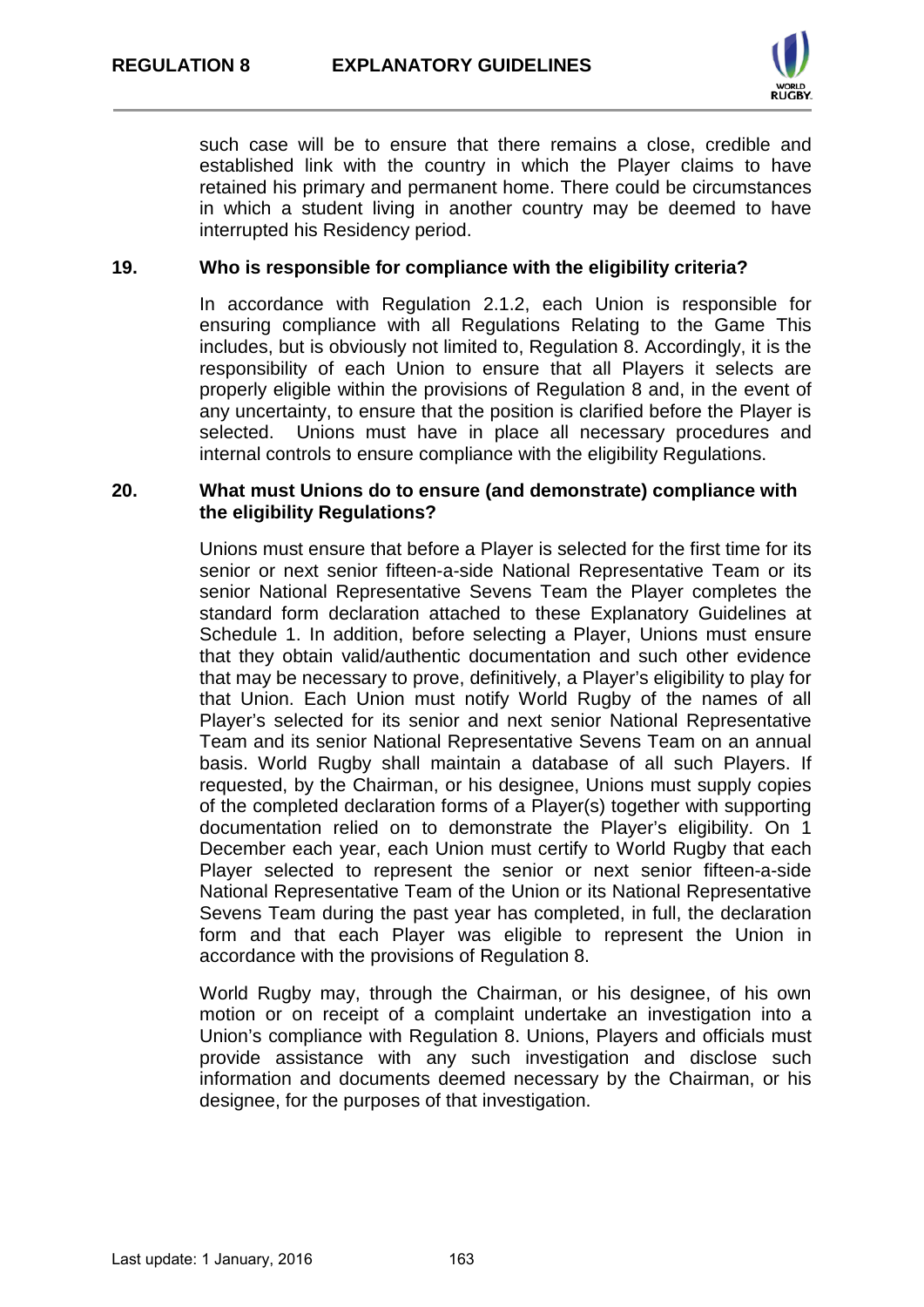such case will be to ensure that there remains a close, credible and established link with the country in which the Player claims to have retained his primary and permanent home. There could be circumstances in which a student living in another country may be deemed to have interrupted his Residency period.

## 19. Who is responsible for compliance with the eligibility criteria?

In accordance with Regulation 2.1.2, each Union is responsible for ensuring compliance with all Regulations Relating to the Game This includes, but is obviously not limited to, Regulation 8. Accordingly, it is the responsibility of each Union to ensure that all Players it selects are properly eligible within the provisions of Regulation 8 and, in the event of any uncertainty, to ensure that the position is clarified before the Player is selected. Unions must have in place all necessary procedures and internal controls to ensure compliance with the eligibility Regulations.

## 20. What must Unions do to ensure (and demonstrate) compliance with the eligibility Regulations?

Unions must ensure that before a Player is selected for the first time for its senior or next senior fifteen-a-side National Representative Team or its senior National Representative Sevens Team the Player completes the standard form declaration attached to these Explanatory Guidelines at Schedule 1. In addition, before selecting a Player, Unions must ensure that they obtain valid/authentic documentation and such other evidence that may be necessary to prove, definitively, a Player's eligibility to play for that Union. Each Union must notify World Rugby of the names of all Player's selected for its senior and next senior National Representative Team and its senior National Representative Sevens Team on an annual basis. World Rugby shall maintain a database of all such Players. If requested, by the Chairman, or his designee, Unions must supply copies of the completed declaration forms of a Player(s) together with supporting documentation relied on to demonstrate the Player's eligibility. On 1 December each year, each Union must certify to World Rugby that each Player selected to represent the senior or next senior fifteen-a-side National Representative Team of the Union or its National Representative Sevens Team during the past year has completed, in full, the declaration form and that each Player was eligible to represent the Union in accordance with the provisions of Regulation 8.

World Rugby may, through the Chairman, or his designee, of his own motion or on receipt of a complaint undertake an investigation into a Union's compliance with Regulation 8. Unions, Players and officials must provide assistance with any such investigation and disclose such information and documents deemed necessary by the Chairman, or his designee, for the purposes of that investigation.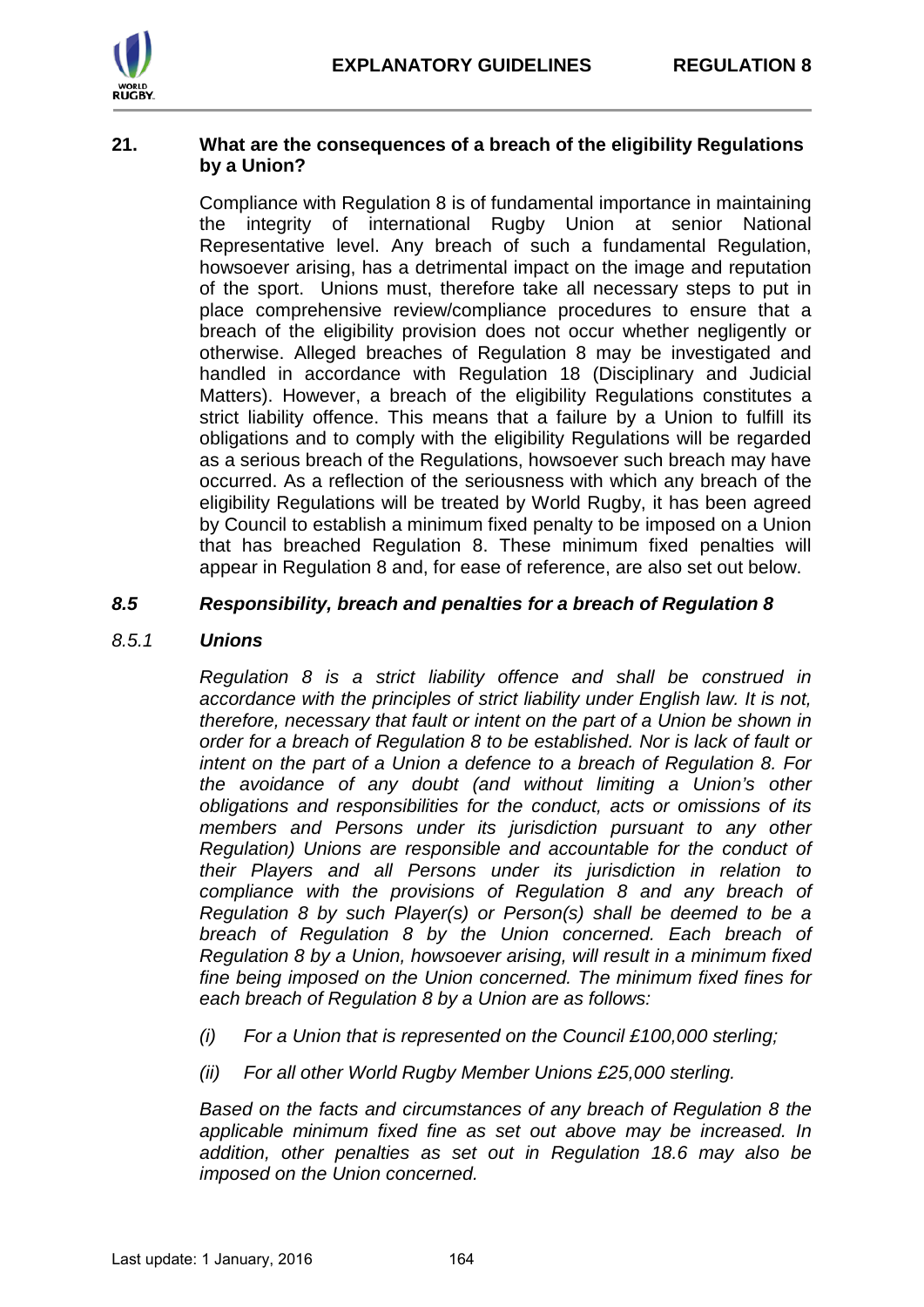### 21. What are the consequences of a breach of the eligibility Regulations by a Union?

Compliance with Regulation 8 is of fundamental importance in maintaining the integrity of international Rugby Union at senior National Representative level. Any breach of such a fundamental Regulation, howsoever arising, has a detrimental impact on the image and reputation of the sport. Unions must, therefore take all necessary steps to put in place comprehensive review/compliance procedures to ensure that a breach of the eligibility provision does not occur whether negligently or otherwise. Alleged breaches of Regulation 8 may be investigated and handled in accordance with Regulation 18 (Disciplinary and Judicial Matters). However, a breach of the eligibility Regulations constitutes a strict liability offence. This means that a failure by a Union to fulfill its obligations and to comply with the eligibility Regulations will be regarded as a serious breach of the Regulations, howsoever such breach may have occurred. As a reflection of the seriousness with which any breach of the eligibility Regulations will be treated by World Rugby, it has been agreed by Council to establish a minimum fixed penalty to be imposed on a Union that has breached Regulation 8. These minimum fixed penalties will appear in Regulation 8 and, for ease of reference, are also set out below.

#### *8.5 Responsibility, breach and penalties for a breach of Regulation 8*

#### *8.5.1 Unions*

*Regulation 8 is a strict liability offence and shall be construed in accordance with the principles of strict liability under English law. It is not, therefore, necessary that fault or intent on the part of a Union be shown in order for a breach of Regulation 8 to be established. Nor is lack of fault or intent on the part of a Union a defence to a breach of Regulation 8. For the avoidance of any doubt (and without limiting a Union's other obligations and responsibilities for the conduct, acts or omissions of its members and Persons under its jurisdiction pursuant to any other Regulation) Unions are responsible and accountable for the conduct of their Players and all Persons under its jurisdiction in relation to compliance with the provisions of Regulation 8 and any breach of Regulation 8 by such Player(s) or Person(s) shall be deemed to be a breach of Regulation 8 by the Union concerned. Each breach of Regulation 8 by a Union, howsoever arising, will result in a minimum fixed fine being imposed on the Union concerned. The minimum fixed fines for each breach of Regulation 8 by a Union are as follows:*

*(i) For a Union that is represented on the Council £100,000 sterling;*

*(ii) For all other World Rugby Member Unions £25,000 sterling.*

*Based on the facts and circumstances of any breach of Regulation 8 the applicable minimum fixed fine as set out above may be increased. In addition, other penalties as set out in Regulation 18.6 may also be imposed on the Union concerned.*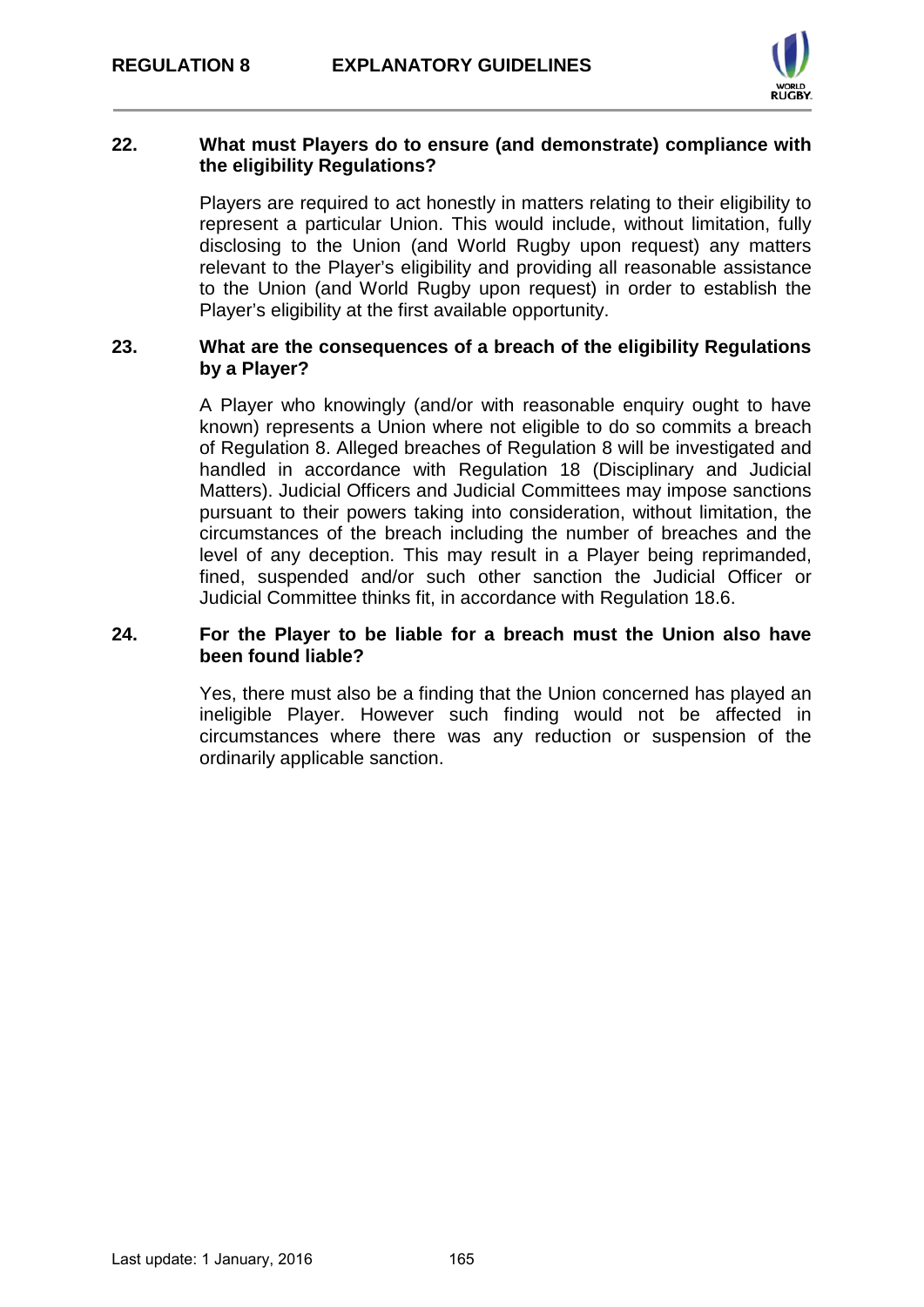**22. What must Players do to ensure (and demonstrate) compliance with the eligibility Regulations?**

Players are required to act honestly in matters relating to their eligibility to represent a particular Union. This would include, without limitation, fully disclosing to the Union (and World Rugby upon request) any matters relevant to the Player's eligibility and providing all reasonable assistance to the Union (and World Rugby upon request) in order to establish the Player's eligibility at the first available opportunity.

**23. What are the consequences of a breach of the eligibility Regulations by a Player?**

A Player who knowingly (and/or with reasonable enquiry ought to have known) represents a Union where not eligible to do so commits a breach of Regulation 8. Alleged breaches of Regulation 8 will be investigated and handled in accordance with Regulation 18 (Disciplinary and Judicial Matters). Judicial Officers and Judicial Committees may impose sanctions pursuant to their powers taking into consideration, without limitation, the circumstances of the breach including the number of breaches and the level of any deception. This may result in a Player being reprimanded, fined, suspended and/or such other sanction the Judicial Officer or Judicial Committee thinks fit, in accordance with Regulation 18.6.

**24. For the Player to be liable for a breach must the Union also have been found liable?**

Yes, there must also be a finding that the Union concerned has played an ineligible Player. However such finding would not be affected in circumstances where there was any reduction or suspension of the ordinarily applicable sanction.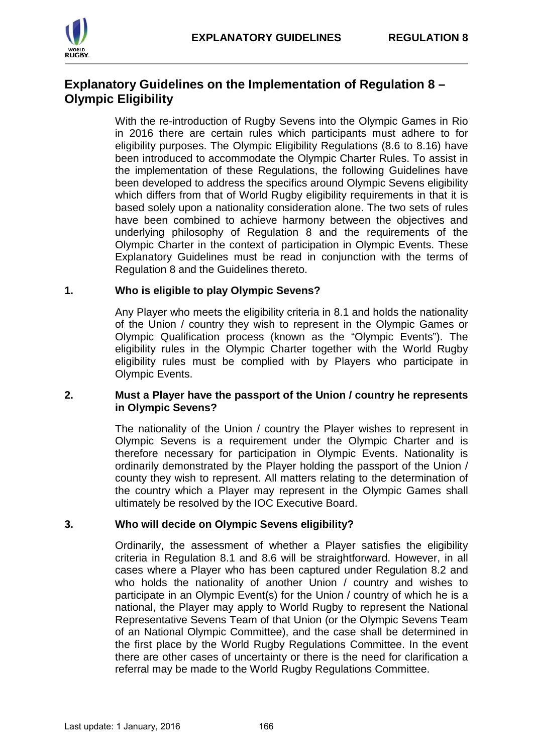## Explanatory Guidelines on the Implementation of Regulation 8 – Olympic Eligibility

With the re-introduction of Rugby Sevens into the Olympic Games in Rio in 2016 there are certain rules which participants must adhere to for eligibility purposes. The Olympic Eligibility Regulations (8.6 to 8.16) have been introduced to accommodate the Olympic Charter Rules. To assist in the implementation of these Regulations, the following Guidelines have been developed to address the specifics around Olympic Sevens eligibility which differs from that of World Rugby eligibility requirements in that it is based solely upon a nationality consideration alone. The two sets of rules have been combined to achieve harmony between the objectives and underlying philosophy of Regulation 8 and the requirements of the Olympic Charter in the context of participation in Olympic Events. These Explanatory Guidelines must be read in conjunction with the terms of Regulation 8 and the Guidelines thereto.

### 1. Who is eligible to play Olympic Sevens?

Any Player who meets the eligibility criteria in 8.1 and holds the nationality of the Union / country they wish to represent in the Olympic Games or Olympic Qualification process (known as the "Olympic Events"). The eligibility rules in the Olympic Charter together with the World Rugby eligibility rules must be complied with by Players who participate in Olympic Events.

### 2. Must a Player have the passport of the Union / country he represents in Olympic Sevens?

The nationality of the Union / country the Player wishes to represent in Olympic Sevens is a requirement under the Olympic Charter and is therefore necessary for participation in Olympic Events. Nationality is ordinarily demonstrated by the Player holding the passport of the Union / county they wish to represent. All matters relating to the determination of the country which a Player may represent in the Olympic Games shall ultimately be resolved by the IOC Executive Board.

### 3. Who will decide on Olympic Sevens eligibility?

Ordinarily, the assessment of whether a Player satisfies the eligibility criteria in Regulation 8.1 and 8.6 will be straightforward. However, in all cases where a Player who has been captured under Regulation 8.2 and who holds the nationality of another Union / country and wishes to participate in an Olympic Event(s) for the Union / country of which he is a national, the Player may apply to World Rugby to represent the National Representative Sevens Team of that Union (or the Olympic Sevens Team of an National Olympic Committee), and the case shall be determined in the first place by the World Rugby Regulations Committee. In the event there are other cases of uncertainty or there is the need for clarification a referral may be made to the World Rugby Regulations Committee.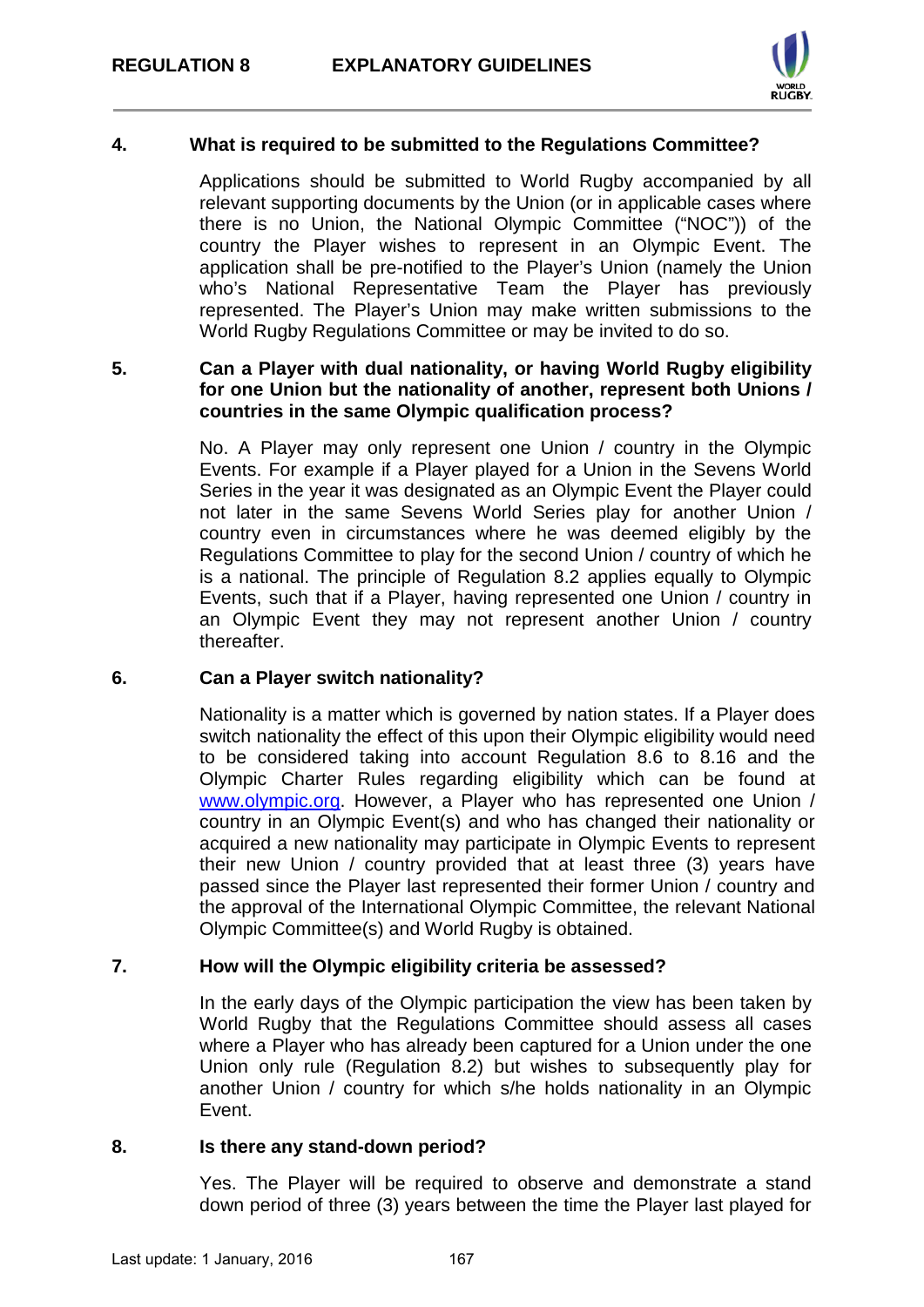## 4. What is required to be submitted to the Regulations Committee?

Applications should be submitted to World Rugby accompanied by all relevant supporting documents by the Union (or in applicable cases where there is no Union, the National Olympic Committee ("NOC")) of the country the Player wishes to represent in an Olympic Event. The application shall be pre-notified to the Player's Union (namely the Union who's National Representative Team the Player has previously represented. The Player's Union may make written submissions to the World Rugby Regulations Committee or may be invited to do so.

## 5. Can a Player with dual nationality, or having World Rugby eligibility for one Union but the nationality of another, represent both Unions / countries in the same Olympic qualification process?

No. A Player may only represent one Union / country in the Olympic Events. For example if a Player played for a Union in the Sevens World Series in the year it was designated as an Olympic Event the Player could not later in the same Sevens World Series play for another Union / country even in circumstances where he was deemed eligibly by the Regulations Committee to play for the second Union / country of which he is a national. The principle of Regulation 8.2 applies equally to Olympic Events, such that if a Player, having represented one Union / country in an Olympic Event they may not represent another Union / country thereafter.

## 6. Can a Player switch nationality?

Nationality is a matter which is governed by nation states. If a Player does switch nationality the effect of this upon their Olympic eligibility would need to be considered taking into account Regulation 8.6 to 8.16 and the Olympic Charter Rules regarding eligibility which can be found at [www.olympic.org](http://www.olympic.org). However, a Player who has represented one Union / country in an Olympic Event(s) and who has changed their nationality or acquired a new nationality may participate in Olympic Events to represent their new Union / country provided that at least three (3) years have passed since the Player last represented their former Union / country and the approval of the International Olympic Committee, the relevant National Olympic Committee(s) and World Rugby is obtained.

## 7. How will the Olympic eligibility criteria be assessed?

In the early days of the Olympic participation the view has been taken by World Rugby that the Regulations Committee should assess all cases where a Player who has already been captured for a Union under the one Union only rule (Regulation 8.2) but wishes to subsequently play for another Union / country for which s/he holds nationality in an Olympic Event.

## 8. Is there any stand-down period?

Yes. The Player will be required to observe and demonstrate a stand down period of three (3) years between the time the Player last played for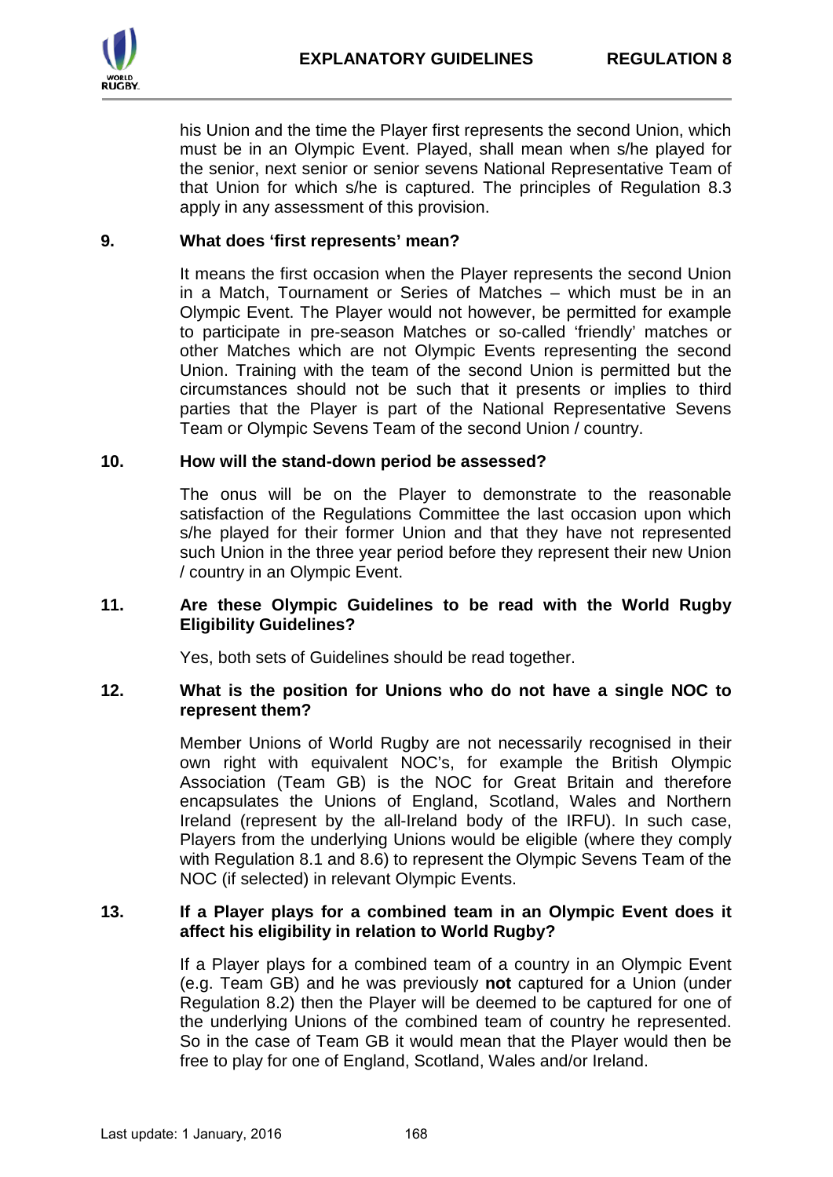his Union and the time the Player first represents the second Union, which must be in an Olympic Event. Played, shall mean when s/he played for the senior, next senior or senior sevens National Representative Team of that Union for which s/he is captured. The principles of Regulation 8.3 apply in any assessment of this provision.

**9. What does 'first represents' mean?**

It means the first occasion when the Player represents the second Union in a Match, Tournament or Series of Matches – which must be in an Olympic Event. The Player would not however, be permitted for example to participate in pre-season Matches or so-called 'friendly' matches or other Matches which are not Olympic Events representing the second Union. Training with the team of the second Union is permitted but the circumstances should not be such that it presents or implies to third parties that the Player is part of the National Representative Sevens Team or Olympic Sevens Team of the second Union / country.

**10. How will the stand-down period be assessed?**

The onus will be on the Player to demonstrate to the reasonable satisfaction of the Regulations Committee the last occasion upon which s/he played for their former Union and that they have not represented such Union in the three year period before they represent their new Union / country in an Olympic Event.

**11. Are these Olympic Guidelines to be read with the World Rugby Eligibility Guidelines?**

Yes, both sets of Guidelines should be read together.

**12. What is the position for Unions who do not have a single NOC to represent them?**

Member Unions of World Rugby are not necessarily recognised in their own right with equivalent NOC's, for example the British Olympic Association (Team GB) is the NOC for Great Britain and therefore encapsulates the Unions of England, Scotland, Wales and Northern Ireland (represent by the all-Ireland body of the IRFU). In such case, Players from the underlying Unions would be eligible (where they comply with Regulation 8.1 and 8.6) to represent the Olympic Sevens Team of the NOC (if selected) in relevant Olympic Events.

**13. If a Player plays for a combined team in an Olympic Event does it affect his eligibility in relation to World Rugby?**

If a Player plays for a combined team of a country in an Olympic Event (e.g. Team GB) and he was previously **not** captured for a Union (under Regulation 8.2) then the Player will be deemed to be captured for one of the underlying Unions of the combined team of country he represented. So in the case of Team GB it would mean that the Player would then be free to play for one of England, Scotland, Wales and/or Ireland.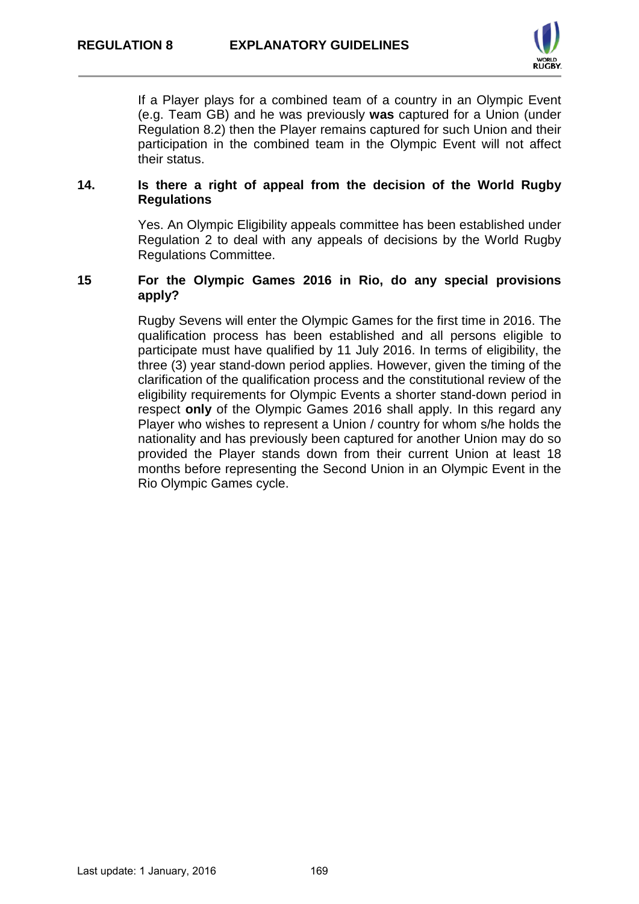If a Player plays for a combined team of a country in an Olympic Event (e.g. Team GB) and he was previously **was** captured for a Union (under Regulation 8.2) then the Player remains captured for such Union and their participation in the combined team in the Olympic Event will not affect their status.

**14. Is there a right of appeal from the decision of the World Rugby Regulations**

Yes. An Olympic Eligibility appeals committee has been established under Regulation 2 to deal with any appeals of decisions by the World Rugby Regulations Committee.

**15 For the Olympic Games 2016 in Rio, do any special provisions apply?**

Rugby Sevens will enter the Olympic Games for the first time in 2016. The qualification process has been established and all persons eligible to participate must have qualified by 11 July 2016. In terms of eligibility, the three (3) year stand-down period applies. However, given the timing of the clarification of the qualification process and the constitutional review of the eligibility requirements for Olympic Events a shorter stand-down period in respect **only** of the Olympic Games 2016 shall apply. In this regard any Player who wishes to represent a Union / country for whom s/he holds the nationality and has previously been captured for another Union may do so provided the Player stands down from their current Union at least 18 months before representing the Second Union in an Olympic Event in the Rio Olympic Games cycle.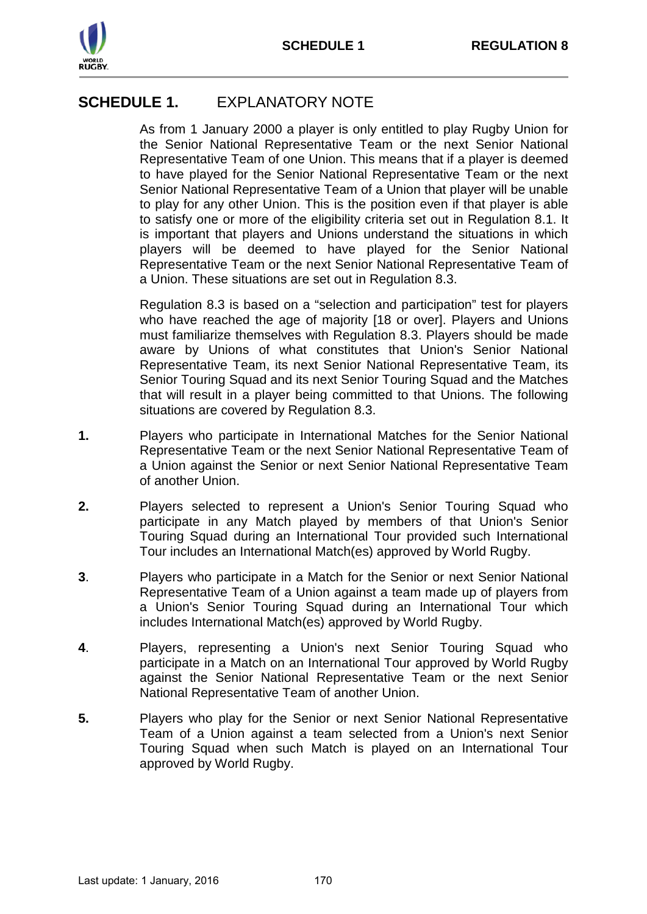## SCHEDULE 1. EXPLANATORY NOTE

As from 1 January 2000 a player is only entitled to play Rugby Union for the Senior National Representative Team or the next Senior National Representative Team of one Union. This means that if a player is deemed to have played for the Senior National Representative Team or the next Senior National Representative Team of a Union that player will be unable to play for any other Union. This is the position even if that player is able to satisfy one or more of the eligibility criteria set out in Regulation 8.1. It is important that players and Unions understand the situations in which players will be deemed to have played for the Senior National Representative Team or the next Senior National Representative Team of a Union. These situations are set out in Regulation 8.3.

Regulation 8.3 is based on a "selection and participation" test for players who have reached the age of majority [18 or over]. Players and Unions must familiarize themselves with Regulation 8.3. Players should be made aware by Unions of what constitutes that Union's Senior National Representative Team, its next Senior National Representative Team, its Senior Touring Squad and its next Senior Touring Squad and the Matches that will result in a player being committed to that Unions. The following situations are covered by Regulation 8.3.

**1.** Players who participate in International Matches for the Senior National Representative Team or the next Senior National Representative Team of a Union against the Senior or next Senior National Representative Team of another Union.

**2.** Players selected to represent a Union's Senior Touring Squad who participate in any Match played by members of that Union's Senior Touring Squad during an International Tour provided such International Tour includes an International Match(es) approved by World Rugby.

**3**. Players who participate in a Match for the Senior or next Senior National Representative Team of a Union against a team made up of players from a Union's Senior Touring Squad during an International Tour which includes International Match(es) approved by World Rugby.

**4**. Players, representing a Union's next Senior Touring Squad who participate in a Match on an International Tour approved by World Rugby against the Senior National Representative Team or the next Senior National Representative Team of another Union.

**5.** Players who play for the Senior or next Senior National Representative Team of a Union against a team selected from a Union's next Senior Touring Squad when such Match is played on an International Tour approved by World Rugby.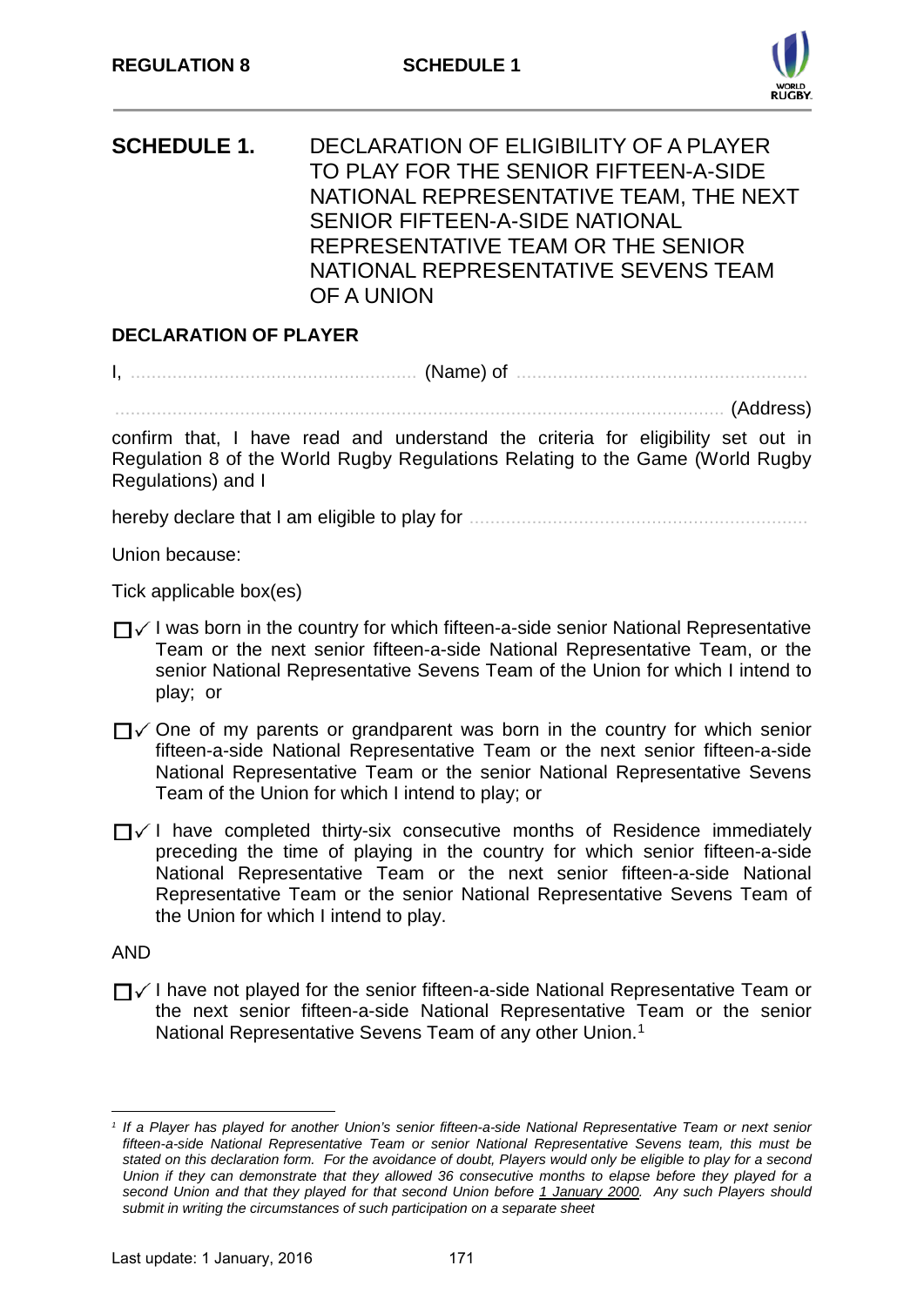# SCHEDULE 1. DECLARATION OF ELIGIBILITY OF A PLAYER TO PLAY FOR THE SENIOR FIFTEEN-A-SIDE NATIONAL REPRESENTATIVE TEAM, THE NEXT SENIOR FIFTEEN-A-SIDE NATIONAL REPRESENTATIVE TEAM OR THE SENIOR NATIONAL REPRESENTATIVE SEVENS TEAM OF A UNION

## DECLARATION OF PLAYER

I, ……………………………………………… (Name) of ………………………………………………

……………………………………………………………………………………………… (Address)

confirm that, I have read and understand the criteria for eligibility set out in Regulation 8 of the World Rugby Regulations Relating to the Game (World Rugby Regulations) and I

hereby declare that I am eligible to play for ……………………………………………………

Union because:

Tick applicable box(es)

☐✓ I was born in the country for which fifteen-a-side senior National Representative Team or the next senior fifteen-a-side National Representative Team, or the senior National Representative Sevens Team of the Union for which I intend to play; or

☐✓ One of my parents or grandparent was born in the country for which senior fifteen-a-side National Representative Team or the next senior fifteen-a-side National Representative Team or the senior National Representative Sevens Team of the Union for which I intend to play; or

☐✓ I have completed thirty-six consecutive months of Residence immediately preceding the time of playing in the country for which senior fifteen-a-side National Representative Team or the next senior fifteen-a-side National Representative Team or the senior National Representative Sevens Team of the Union for which I intend to play.

AND

☐✓ I have not played for the senior fifteen-a-side National Representative Team or the next senior fifteen-a-side National Representative Team or the senior National Representative Sevens Team of any other Union.[1]

---

[1] *If a Player has played for another Union's senior fifteen-a-side National Representative Team or next senior fifteen-a-side National Representative Team or senior National Representative Sevens team, this must be stated on this declaration form. For the avoidance of doubt, Players would only be eligible to play for a second Union if they can demonstrate that they allowed 36 consecutive months to elapse before they played for a second Union and that they played for that second Union before 1 January 2000. Any such Players should submit in writing the circumstances of such participation on a separate sheet*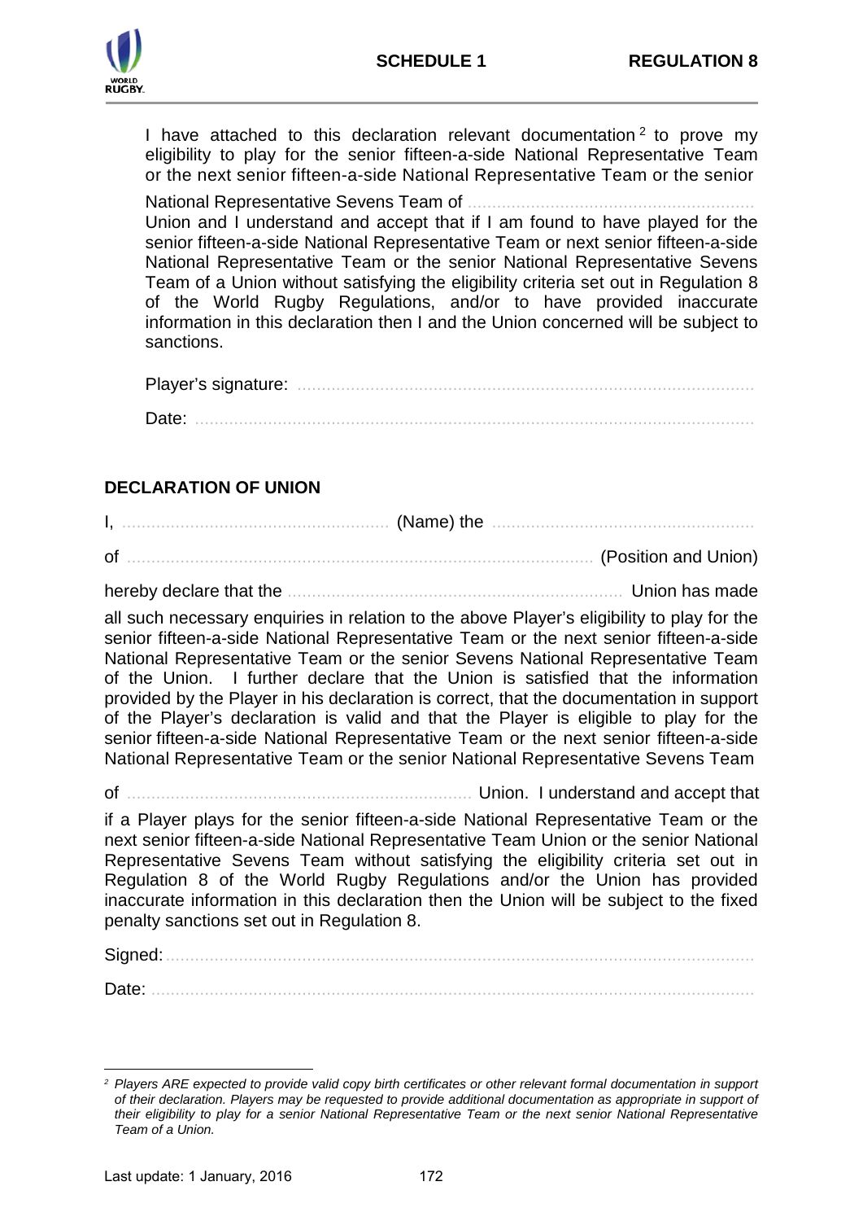I have attached to this declaration relevant documentation[2] to prove my eligibility to play for the senior fifteen-a-side National Representative Team or the next senior fifteen-a-side National Representative Team or the senior National Representative Sevens Team of ................................................... Union and I understand and accept that if I am found to have played for the senior fifteen-a-side National Representative Team or next senior fifteen-a-side National Representative Team or the senior National Representative Sevens Team of a Union without satisfying the eligibility criteria set out in Regulation 8 of the World Rugby Regulations, and/or to have provided inaccurate information in this declaration then I and the Union concerned will be subject to sanctions.

Player's signature: ...................................................................................

Date: ..........................................................................................................

## DECLARATION OF UNION

I, ................................................... (Name) the ...................................................

of ........................................................................................... (Position and Union)

hereby declare that the ................................................................ Union has made all such necessary enquiries in relation to the above Player's eligibility to play for the senior fifteen-a-side National Representative Team or the next senior fifteen-a-side National Representative Team or the senior Sevens National Representative Team of the Union. I further declare that the Union is satisfied that the information provided by the Player in his declaration is correct, that the documentation in support of the Player's declaration is valid and that the Player is eligible to play for the senior fifteen-a-side National Representative Team or the next senior fifteen-a-side National Representative Team or the senior National Representative Sevens Team

of .................................................................... Union. I understand and accept that if a Player plays for the senior fifteen-a-side National Representative Team or the next senior fifteen-a-side National Representative Team Union or the senior National Representative Sevens Team without satisfying the eligibility criteria set out in Regulation 8 of the World Rugby Regulations and/or the Union has provided inaccurate information in this declaration then the Union will be subject to the fixed penalty sanctions set out in Regulation 8.

Signed: ......................................................................................................

Date: ..........................................................................................................

---

[2] *Players ARE expected to provide valid copy birth certificates or other relevant formal documentation in support of their declaration. Players may be requested to provide additional documentation as appropriate in support of their eligibility to play for a senior National Representative Team or the next senior National Representative Team of a Union.*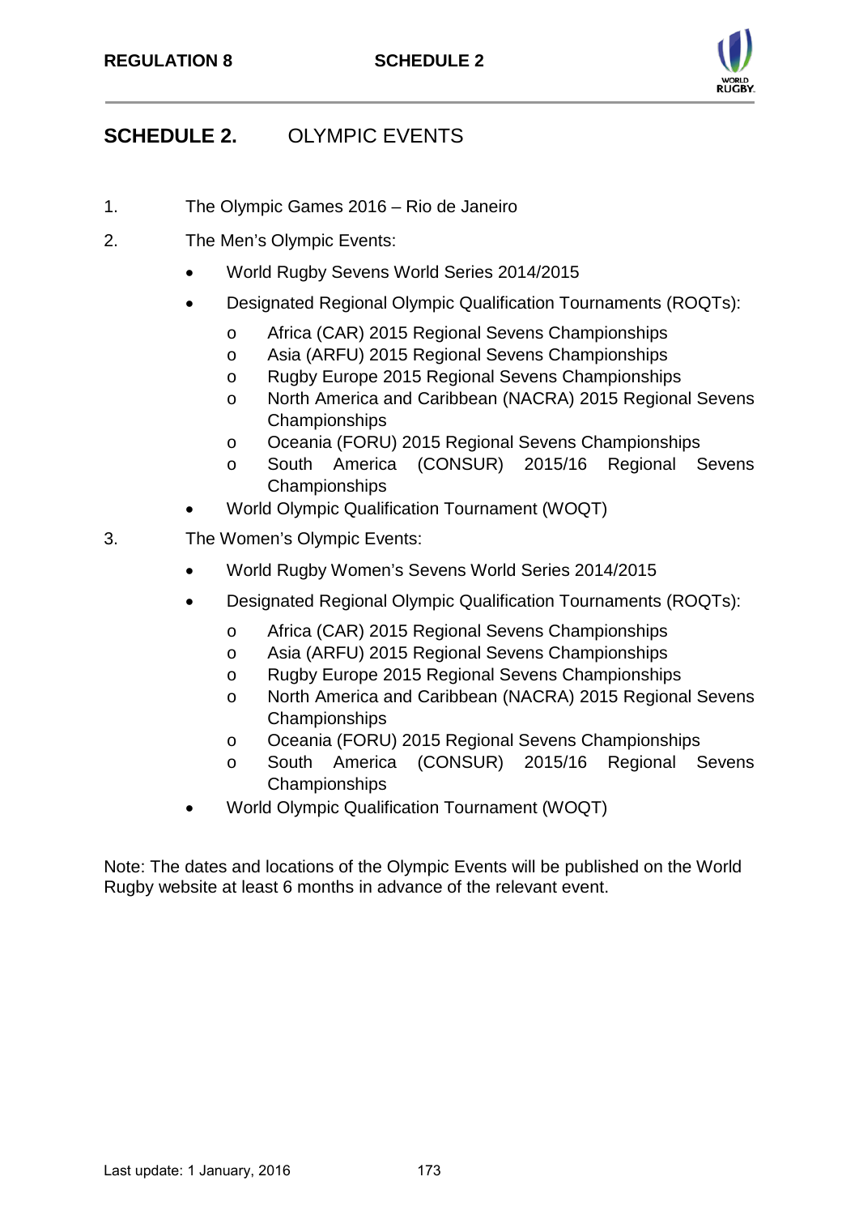## SCHEDULE 2. OLYMPIC EVENTS

1. The Olympic Games 2016 – Rio de Janeiro

2. The Men's Olympic Events:
   - World Rugby Sevens World Series 2014/2015
   - Designated Regional Olympic Qualification Tournaments (ROQTs):
     - Africa (CAR) 2015 Regional Sevens Championships
     - Asia (ARFU) 2015 Regional Sevens Championships
     - Rugby Europe 2015 Regional Sevens Championships
     - North America and Caribbean (NACRA) 2015 Regional Sevens Championships
     - Oceania (FORU) 2015 Regional Sevens Championships
     - South America (CONSUR) 2015/16 Regional Sevens Championships
   - World Olympic Qualification Tournament (WOQT)

3. The Women's Olympic Events:
   - World Rugby Women's Sevens World Series 2014/2015
   - Designated Regional Olympic Qualification Tournaments (ROQTs):
     - Africa (CAR) 2015 Regional Sevens Championships
     - Asia (ARFU) 2015 Regional Sevens Championships
     - Rugby Europe 2015 Regional Sevens Championships
     - North America and Caribbean (NACRA) 2015 Regional Sevens Championships
     - Oceania (FORU) 2015 Regional Sevens Championships
     - South America (CONSUR) 2015/16 Regional Sevens Championships
   - World Olympic Qualification Tournament (WOQT)

Note: The dates and locations of the Olympic Events will be published on the World Rugby website at least 6 months in advance of the relevant event.